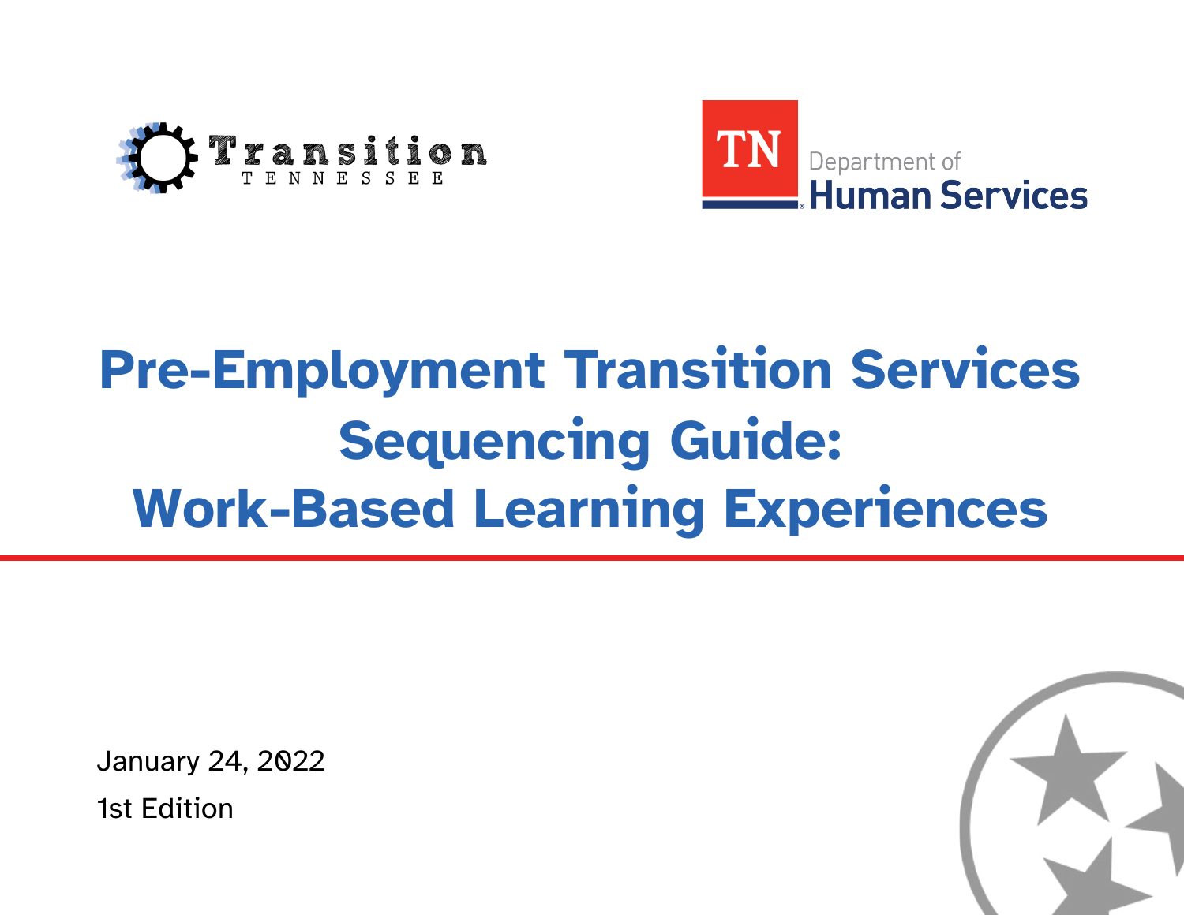Transition TENNESSEE

TN Department of Human Services

# Pre-Employment Transition Services Sequencing Guide: Work-Based Learning Experiences

January 24, 2022

1st Edition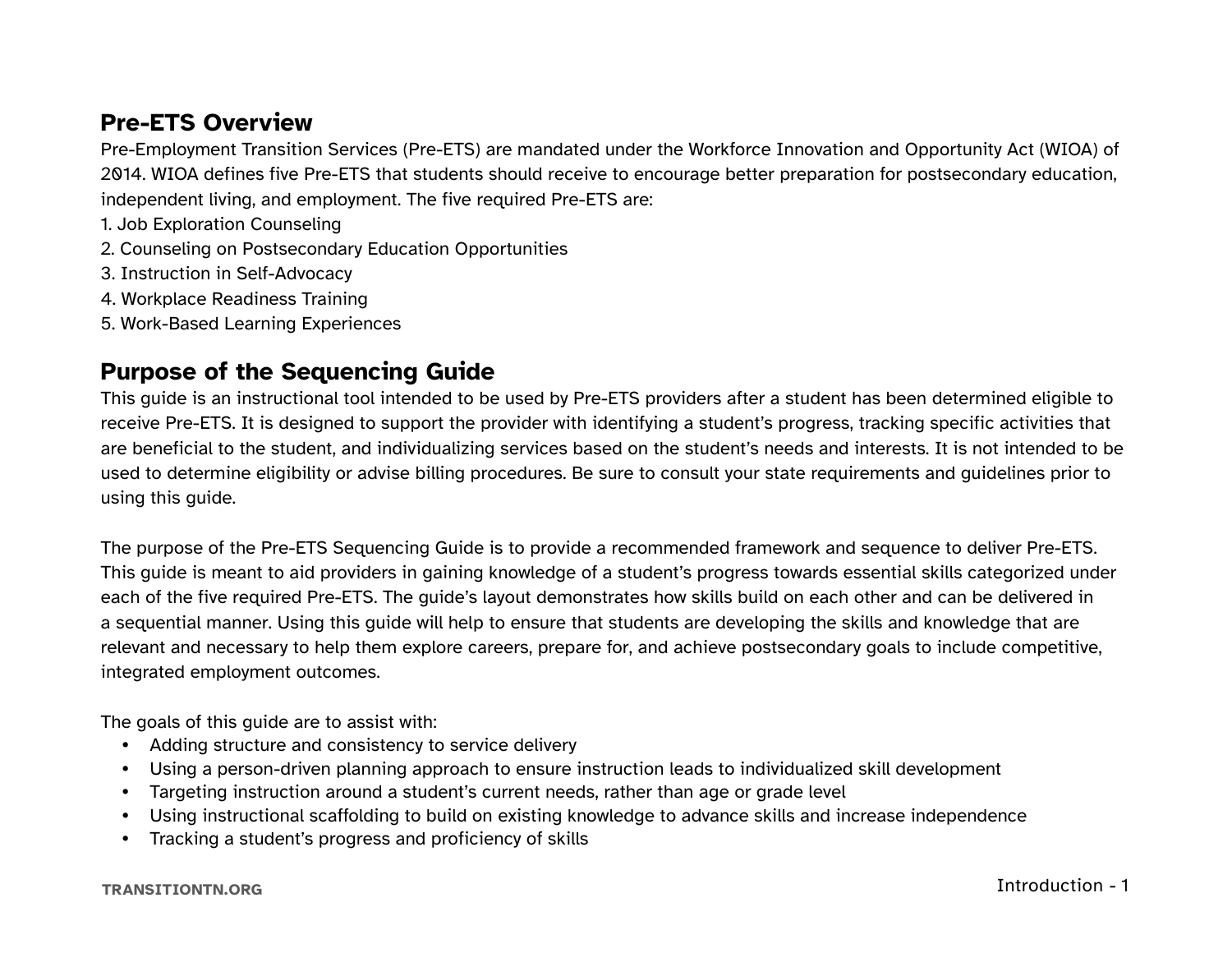## Pre-ETS Overview

Pre-Employment Transition Services (Pre-ETS) are mandated under the Workforce Innovation and Opportunity Act (WIOA) of 2014. WIOA defines five Pre-ETS that students should receive to encourage better preparation for postsecondary education, independent living, and employment. The five required Pre-ETS are:

1. Job Exploration Counseling
2. Counseling on Postsecondary Education Opportunities
3. Instruction in Self-Advocacy
4. Workplace Readiness Training
5. Work-Based Learning Experiences

## Purpose of the Sequencing Guide

This guide is an instructional tool intended to be used by Pre-ETS providers after a student has been determined eligible to receive Pre-ETS. It is designed to support the provider with identifying a student's progress, tracking specific activities that are beneficial to the student, and individualizing services based on the student's needs and interests. It is not intended to be used to determine eligibility or advise billing procedures. Be sure to consult your state requirements and guidelines prior to using this guide.

The purpose of the Pre-ETS Sequencing Guide is to provide a recommended framework and sequence to deliver Pre-ETS. This guide is meant to aid providers in gaining knowledge of a student's progress towards essential skills categorized under each of the five required Pre-ETS. The guide's layout demonstrates how skills build on each other and can be delivered in a sequential manner. Using this guide will help to ensure that students are developing the skills and knowledge that are relevant and necessary to help them explore careers, prepare for, and achieve postsecondary goals to include competitive, integrated employment outcomes.

The goals of this guide are to assist with:

- Adding structure and consistency to service delivery
- Using a person-driven planning approach to ensure instruction leads to individualized skill development
- Targeting instruction around a student's current needs, rather than age or grade level
- Using instructional scaffolding to build on existing knowledge to advance skills and increase independence
- Tracking a student's progress and proficiency of skills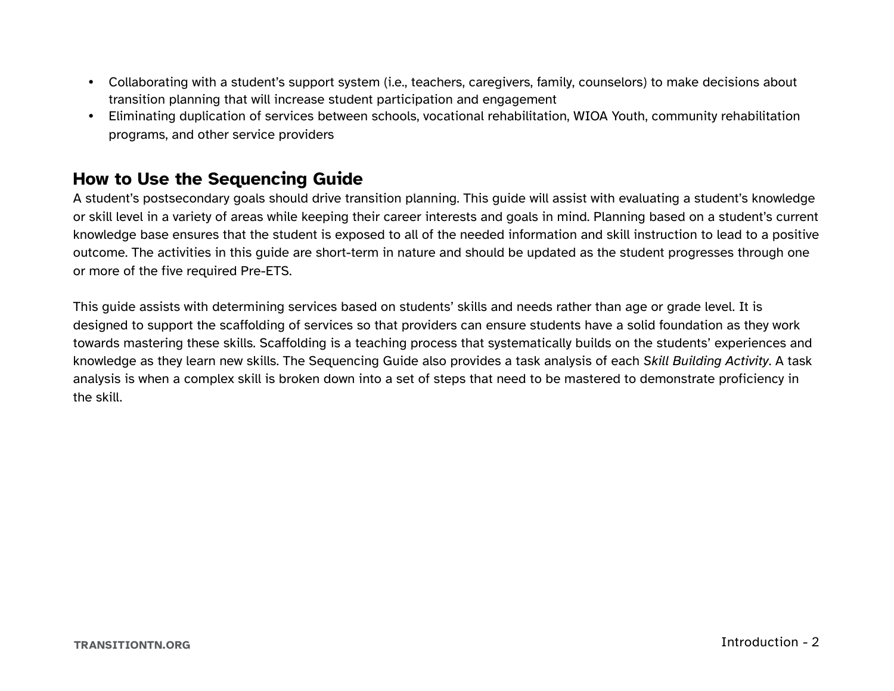- Collaborating with a student's support system (i.e., teachers, caregivers, family, counselors) to make decisions about transition planning that will increase student participation and engagement
- Eliminating duplication of services between schools, vocational rehabilitation, WIOA Youth, community rehabilitation programs, and other service providers

## How to Use the Sequencing Guide

A student's postsecondary goals should drive transition planning. This guide will assist with evaluating a student's knowledge or skill level in a variety of areas while keeping their career interests and goals in mind. Planning based on a student's current knowledge base ensures that the student is exposed to all of the needed information and skill instruction to lead to a positive outcome. The activities in this guide are short-term in nature and should be updated as the student progresses through one or more of the five required Pre-ETS.

This guide assists with determining services based on students' skills and needs rather than age or grade level. It is designed to support the scaffolding of services so that providers can ensure students have a solid foundation as they work towards mastering these skills. Scaffolding is a teaching process that systematically builds on the students' experiences and knowledge as they learn new skills. The Sequencing Guide also provides a task analysis of each *Skill Building Activity*. A task analysis is when a complex skill is broken down into a set of steps that need to be mastered to demonstrate proficiency in the skill.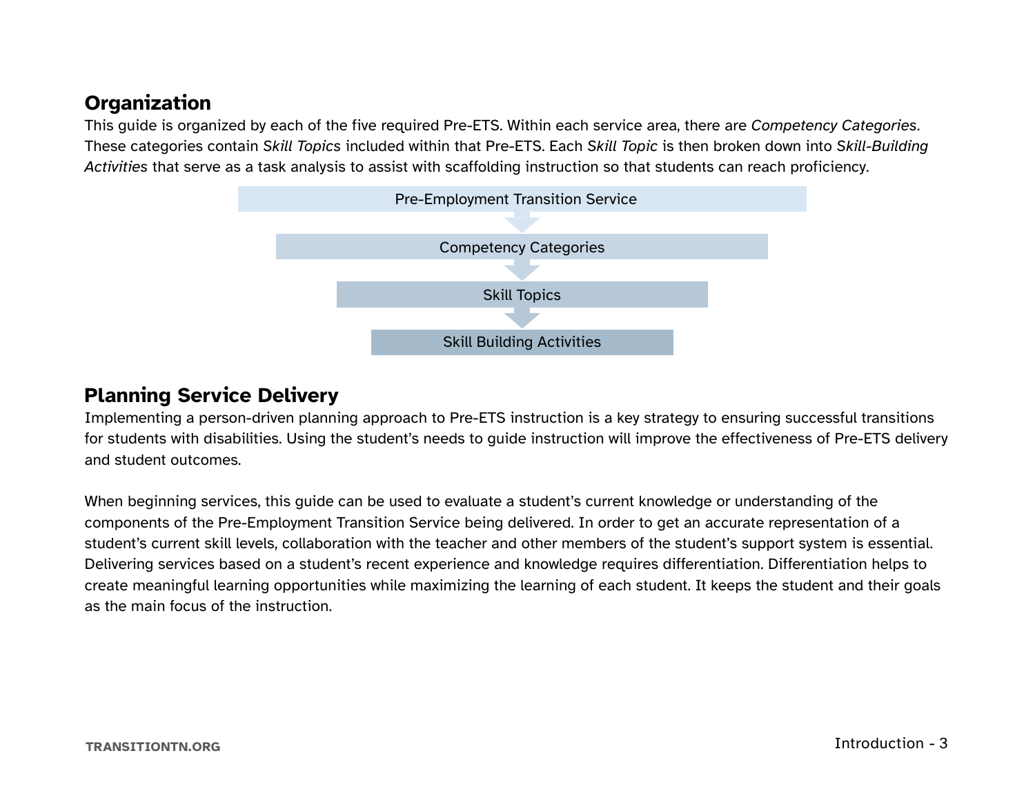## Organization

This guide is organized by each of the five required Pre-ETS. Within each service area, there are *Competency Categories*. These categories contain *Skill Topics* included within that Pre-ETS. Each *Skill Topic* is then broken down into *Skill-Building Activities* that serve as a task analysis to assist with scaffolding instruction so that students can reach proficiency.

Pre-Employment Transition Service

↓

Competency Categories

↓

Skill Topics

↓

Skill Building Activities

## Planning Service Delivery

Implementing a person-driven planning approach to Pre-ETS instruction is a key strategy to ensuring successful transitions for students with disabilities. Using the student's needs to guide instruction will improve the effectiveness of Pre-ETS delivery and student outcomes.

When beginning services, this guide can be used to evaluate a student's current knowledge or understanding of the components of the Pre-Employment Transition Service being delivered. In order to get an accurate representation of a student's current skill levels, collaboration with the teacher and other members of the student's support system is essential. Delivering services based on a student's recent experience and knowledge requires differentiation. Differentiation helps to create meaningful learning opportunities while maximizing the learning of each student. It keeps the student and their goals as the main focus of the instruction.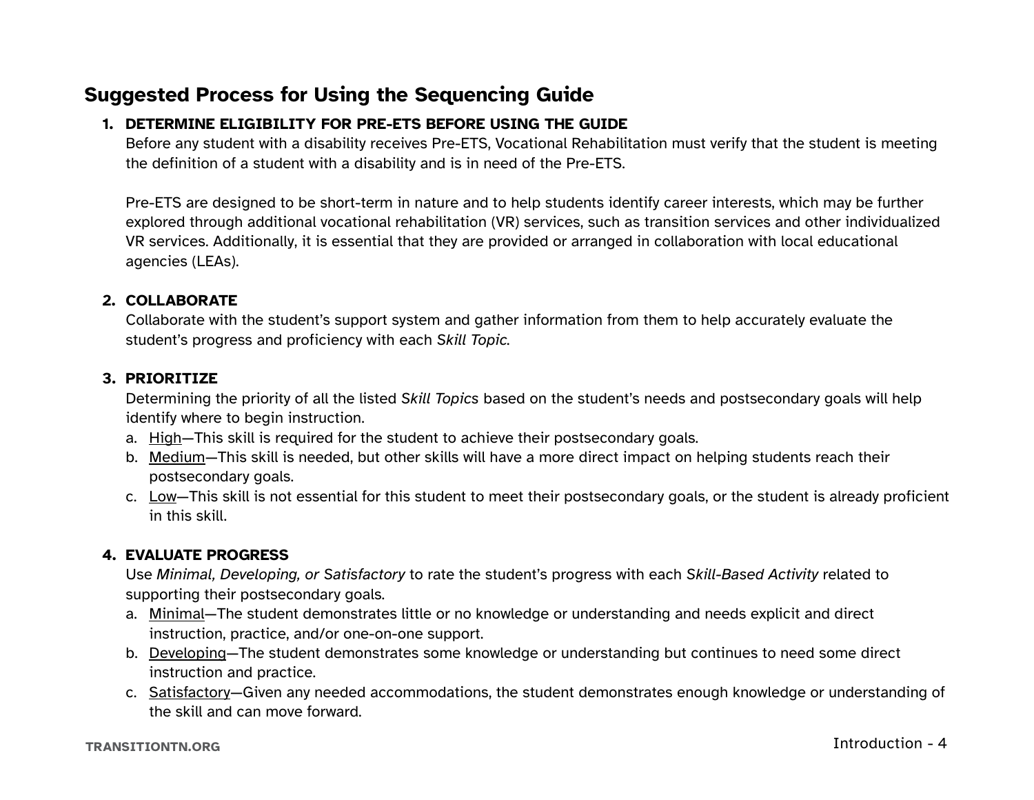## Suggested Process for Using the Sequencing Guide

1. **DETERMINE ELIGIBILITY FOR PRE-ETS BEFORE USING THE GUIDE**
   Before any student with a disability receives Pre-ETS, Vocational Rehabilitation must verify that the student is meeting the definition of a student with a disability and is in need of the Pre-ETS.

   Pre-ETS are designed to be short-term in nature and to help students identify career interests, which may be further explored through additional vocational rehabilitation (VR) services, such as transition services and other individualized VR services. Additionally, it is essential that they are provided or arranged in collaboration with local educational agencies (LEAs).

2. **COLLABORATE**
   Collaborate with the student's support system and gather information from them to help accurately evaluate the student's progress and proficiency with each *Skill Topic*.

3. **PRIORITIZE**
   Determining the priority of all the listed *Skill Topics* based on the student's needs and postsecondary goals will help identify where to begin instruction.
   a. <u>High</u>—This skill is required for the student to achieve their postsecondary goals.
   b. <u>Medium</u>—This skill is needed, but other skills will have a more direct impact on helping students reach their postsecondary goals.
   c. <u>Low</u>—This skill is not essential for this student to meet their postsecondary goals, or the student is already proficient in this skill.

4. **EVALUATE PROGRESS**
   Use *Minimal, Developing, or Satisfactory* to rate the student's progress with each *Skill-Based Activity* related to supporting their postsecondary goals.
   a. <u>Minimal</u>—The student demonstrates little or no knowledge or understanding and needs explicit and direct instruction, practice, and/or one-on-one support.
   b. <u>Developing</u>—The student demonstrates some knowledge or understanding but continues to need some direct instruction and practice.
   c. <u>Satisfactory</u>—Given any needed accommodations, the student demonstrates enough knowledge or understanding of the skill and can move forward.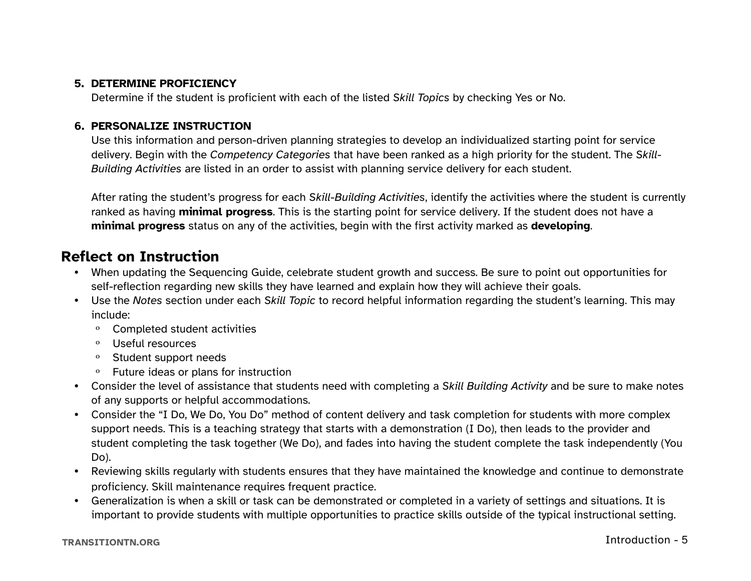5. **DETERMINE PROFICIENCY**
   Determine if the student is proficient with each of the listed *Skill Topics* by checking Yes or No.

6. **PERSONALIZE INSTRUCTION**
   Use this information and person-driven planning strategies to develop an individualized starting point for service delivery. Begin with the *Competency Categories* that have been ranked as a high priority for the student. The *Skill-Building Activities* are listed in an order to assist with planning service delivery for each student.

   After rating the student's progress for each *Skill-Building Activities*, identify the activities where the student is currently ranked as having **minimal progress**. This is the starting point for service delivery. If the student does not have a **minimal progress** status on any of the activities, begin with the first activity marked as **developing**.

## Reflect on Instruction

- When updating the Sequencing Guide, celebrate student growth and success. Be sure to point out opportunities for self-reflection regarding new skills they have learned and explain how they will achieve their goals.
- Use the *Notes* section under each *Skill Topic* to record helpful information regarding the student's learning. This may include:
  - Completed student activities
  - Useful resources
  - Student support needs
  - Future ideas or plans for instruction
- Consider the level of assistance that students need with completing a *Skill Building Activity* and be sure to make notes of any supports or helpful accommodations.
- Consider the "I Do, We Do, You Do" method of content delivery and task completion for students with more complex support needs. This is a teaching strategy that starts with a demonstration (I Do), then leads to the provider and student completing the task together (We Do), and fades into having the student complete the task independently (You Do).
- Reviewing skills regularly with students ensures that they have maintained the knowledge and continue to demonstrate proficiency. Skill maintenance requires frequent practice.
- Generalization is when a skill or task can be demonstrated or completed in a variety of settings and situations. It is important to provide students with multiple opportunities to practice skills outside of the typical instructional setting.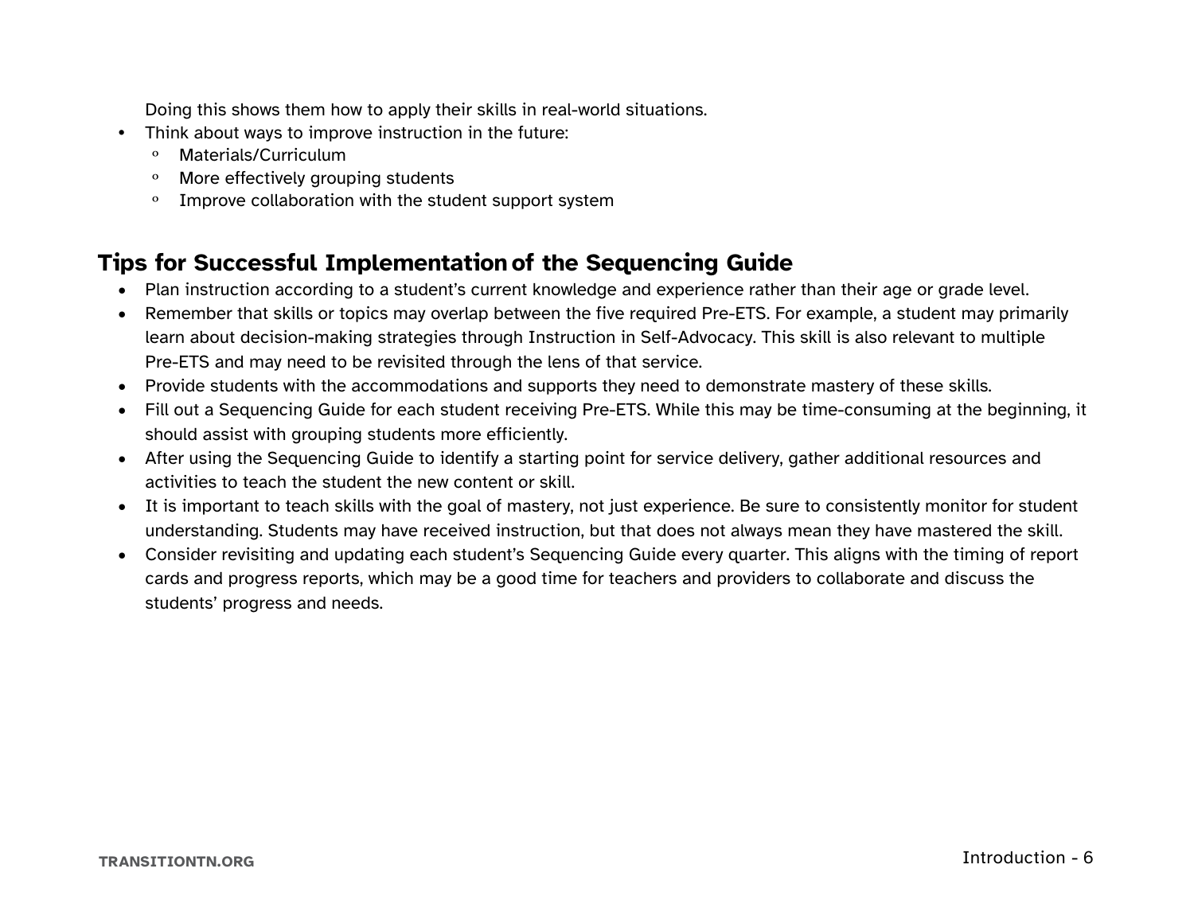Doing this shows them how to apply their skills in real-world situations.

- Think about ways to improve instruction in the future:
  - Materials/Curriculum
  - More effectively grouping students
  - Improve collaboration with the student support system

## Tips for Successful Implementation of the Sequencing Guide

- Plan instruction according to a student's current knowledge and experience rather than their age or grade level.
- Remember that skills or topics may overlap between the five required Pre-ETS. For example, a student may primarily learn about decision-making strategies through Instruction in Self-Advocacy. This skill is also relevant to multiple Pre-ETS and may need to be revisited through the lens of that service.
- Provide students with the accommodations and supports they need to demonstrate mastery of these skills.
- Fill out a Sequencing Guide for each student receiving Pre-ETS. While this may be time-consuming at the beginning, it should assist with grouping students more efficiently.
- After using the Sequencing Guide to identify a starting point for service delivery, gather additional resources and activities to teach the student the new content or skill.
- It is important to teach skills with the goal of mastery, not just experience. Be sure to consistently monitor for student understanding. Students may have received instruction, but that does not always mean they have mastered the skill.
- Consider revisiting and updating each student's Sequencing Guide every quarter. This aligns with the timing of report cards and progress reports, which may be a good time for teachers and providers to collaborate and discuss the students' progress and needs.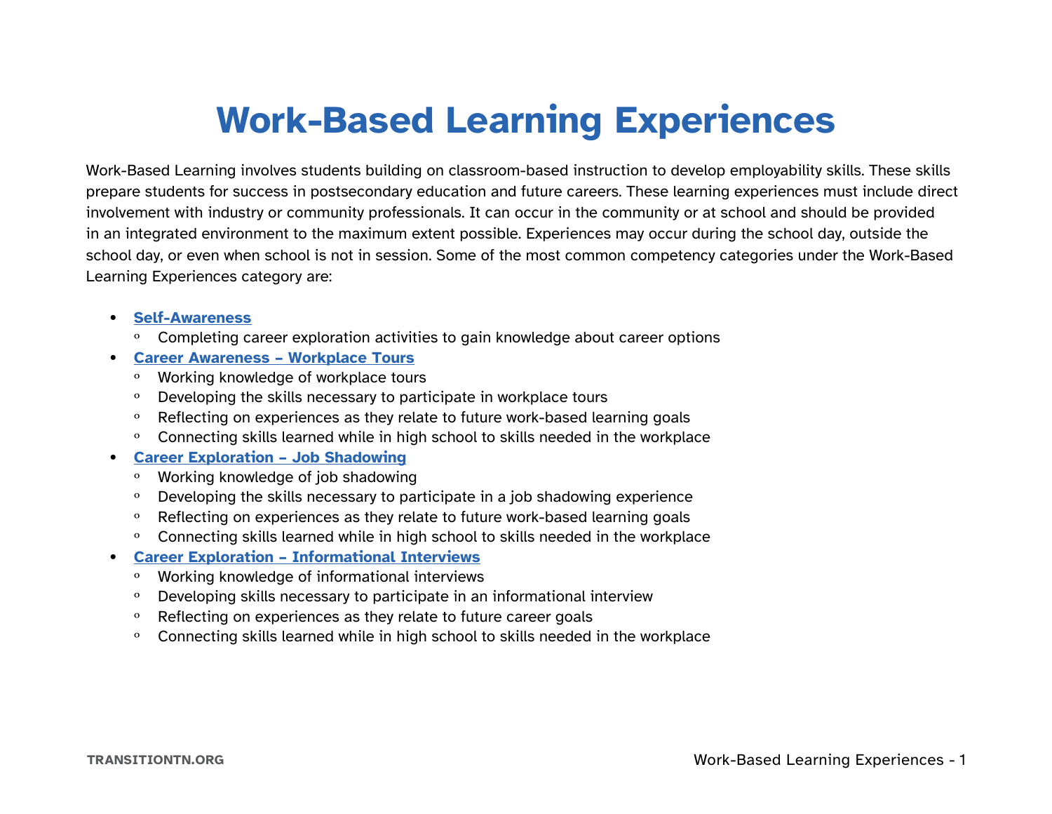# Work-Based Learning Experiences

Work-Based Learning involves students building on classroom-based instruction to develop employability skills. These skills prepare students for success in postsecondary education and future careers. These learning experiences must include direct involvement with industry or community professionals. It can occur in the community or at school and should be provided in an integrated environment to the maximum extent possible. Experiences may occur during the school day, outside the school day, or even when school is not in session. Some of the most common competency categories under the Work-Based Learning Experiences category are:

- **Self-Awareness**
  - Completing career exploration activities to gain knowledge about career options
- **Career Awareness – Workplace Tours**
  - Working knowledge of workplace tours
  - Developing the skills necessary to participate in workplace tours
  - Reflecting on experiences as they relate to future work-based learning goals
  - Connecting skills learned while in high school to skills needed in the workplace
- **Career Exploration – Job Shadowing**
  - Working knowledge of job shadowing
  - Developing the skills necessary to participate in a job shadowing experience
  - Reflecting on experiences as they relate to future work-based learning goals
  - Connecting skills learned while in high school to skills needed in the workplace
- **Career Exploration – Informational Interviews**
  - Working knowledge of informational interviews
  - Developing skills necessary to participate in an informational interview
  - Reflecting on experiences as they relate to future career goals
  - Connecting skills learned while in high school to skills needed in the workplace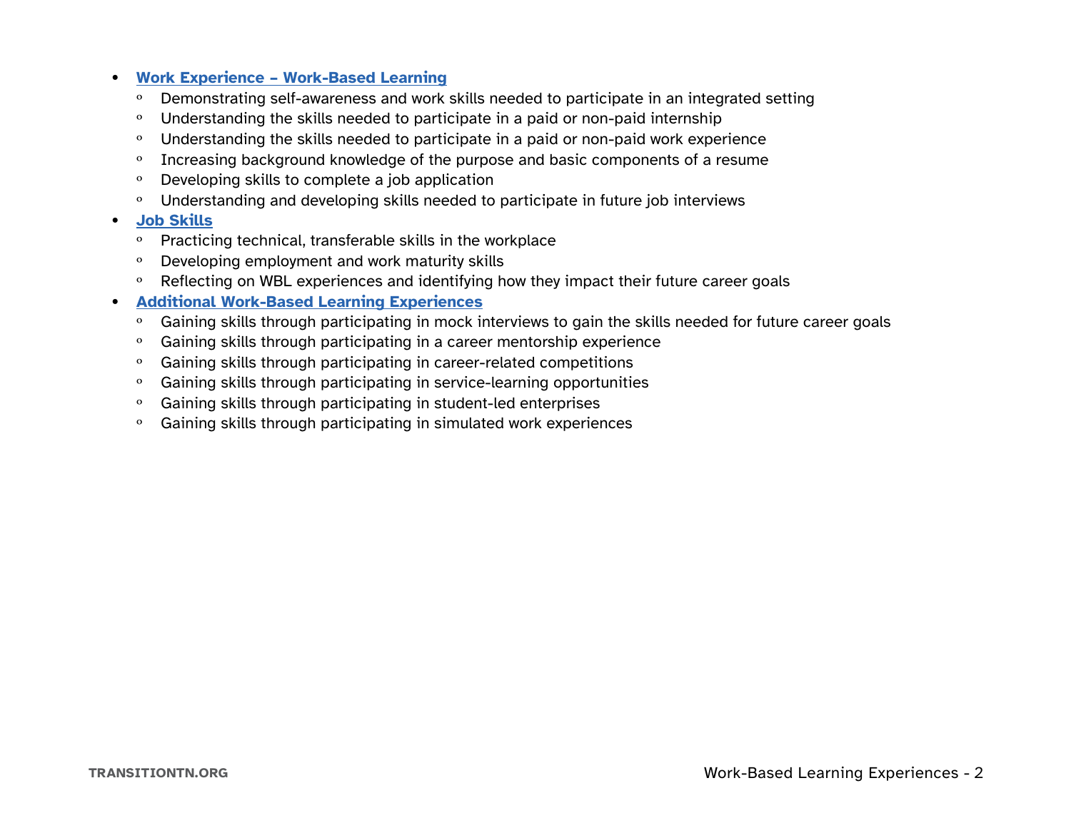- **Work Experience – Work-Based Learning**
  - Demonstrating self-awareness and work skills needed to participate in an integrated setting
  - Understanding the skills needed to participate in a paid or non-paid internship
  - Understanding the skills needed to participate in a paid or non-paid work experience
  - Increasing background knowledge of the purpose and basic components of a resume
  - Developing skills to complete a job application
  - Understanding and developing skills needed to participate in future job interviews
- **Job Skills**
  - Practicing technical, transferable skills in the workplace
  - Developing employment and work maturity skills
  - Reflecting on WBL experiences and identifying how they impact their future career goals
- **Additional Work-Based Learning Experiences**
  - Gaining skills through participating in mock interviews to gain the skills needed for future career goals
  - Gaining skills through participating in a career mentorship experience
  - Gaining skills through participating in career-related competitions
  - Gaining skills through participating in service-learning opportunities
  - Gaining skills through participating in student-led enterprises
  - Gaining skills through participating in simulated work experiences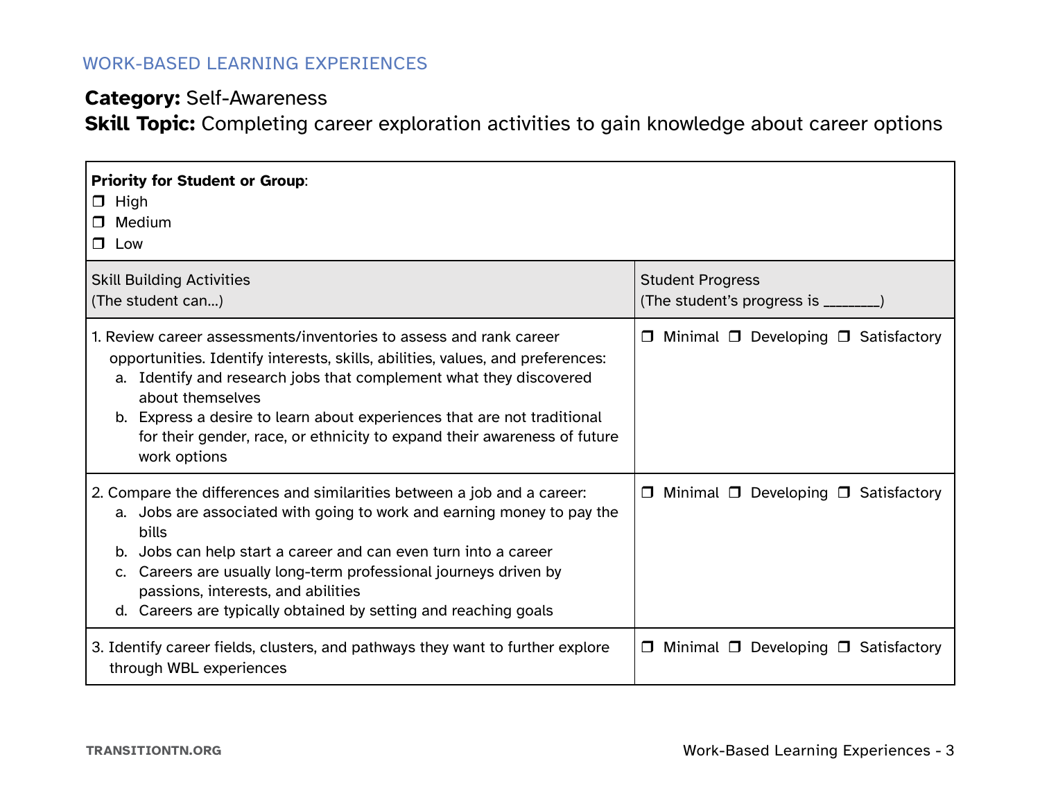WORK-BASED LEARNING EXPERIENCES

**Category:** Self-Awareness
**Skill Topic:** Completing career exploration activities to gain knowledge about career options

| **Priority for Student or Group**:<br>❒ High<br>❒ Medium<br>❒ Low | |
|---|---|
| Skill Building Activities<br>(The student can…) | Student Progress<br>(The student's progress is ________) |
| 1. Review career assessments/inventories to assess and rank career opportunities. Identify interests, skills, abilities, values, and preferences:<br>a. Identify and research jobs that complement what they discovered about themselves<br>b. Express a desire to learn about experiences that are not traditional for their gender, race, or ethnicity to expand their awareness of future work options | ❒ Minimal ❒ Developing ❒ Satisfactory |
| 2. Compare the differences and similarities between a job and a career:<br>a. Jobs are associated with going to work and earning money to pay the bills<br>b. Jobs can help start a career and can even turn into a career<br>c. Careers are usually long-term professional journeys driven by passions, interests, and abilities<br>d. Careers are typically obtained by setting and reaching goals | ❒ Minimal ❒ Developing ❒ Satisfactory |
| 3. Identify career fields, clusters, and pathways they want to further explore through WBL experiences | ❒ Minimal ❒ Developing ❒ Satisfactory |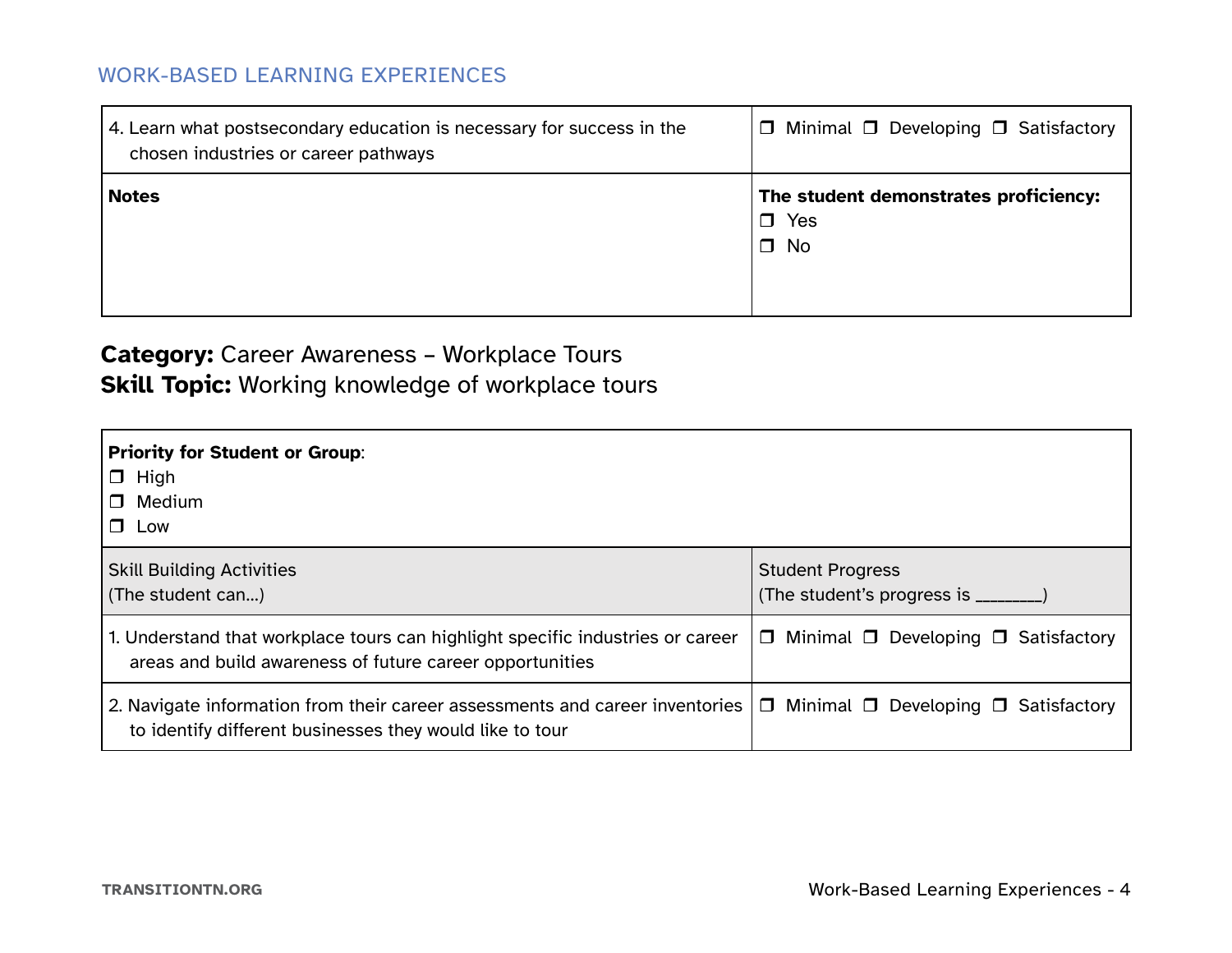| 4. Learn what postsecondary education is necessary for success in the chosen industries or career pathways | ❒ Minimal ❒ Developing ❒ Satisfactory |
|---|---|
| **Notes** | **The student demonstrates proficiency:**<br>❒ Yes<br>❒ No |

**Category:** Career Awareness – Workplace Tours
**Skill Topic:** Working knowledge of workplace tours

**Priority for Student or Group**:
- ❒ High
- ❒ Medium
- ❒ Low

| Skill Building Activities<br>(The student can…) | Student Progress<br>(The student's progress is ________) |
|---|---|
| 1. Understand that workplace tours can highlight specific industries or career areas and build awareness of future career opportunities | ❒ Minimal ❒ Developing ❒ Satisfactory |
| 2. Navigate information from their career assessments and career inventories to identify different businesses they would like to tour | ❒ Minimal ❒ Developing ❒ Satisfactory |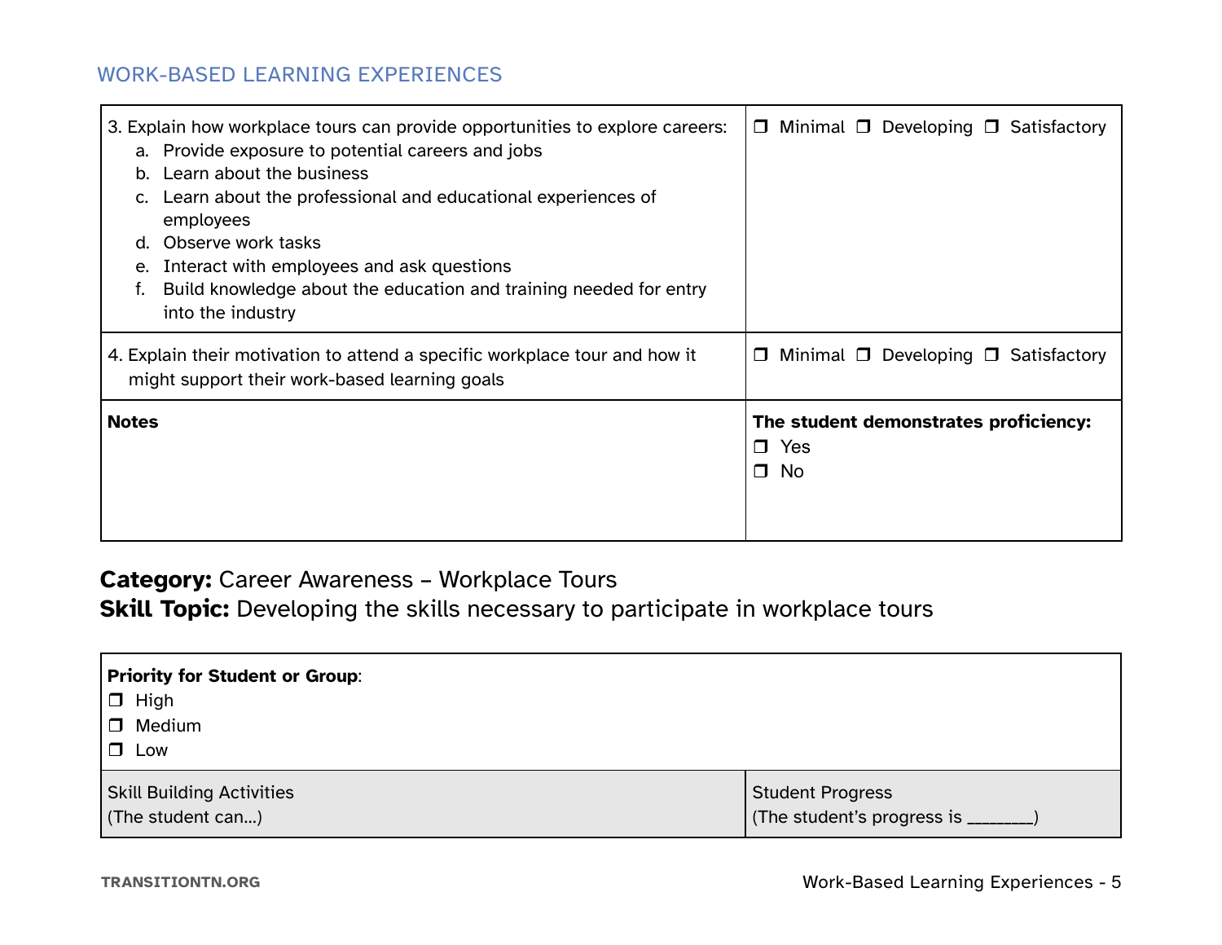| | |
|---|---|
| 3. Explain how workplace tours can provide opportunities to explore careers:<br>a. Provide exposure to potential careers and jobs<br>b. Learn about the business<br>c. Learn about the professional and educational experiences of employees<br>d. Observe work tasks<br>e. Interact with employees and ask questions<br>f. Build knowledge about the education and training needed for entry into the industry | ❒ Minimal ❒ Developing ❒ Satisfactory |
| 4. Explain their motivation to attend a specific workplace tour and how it might support their work-based learning goals | ❒ Minimal ❒ Developing ❒ Satisfactory |
| **Notes** | **The student demonstrates proficiency:**<br>❒ Yes<br>❒ No |

**Category:** Career Awareness – Workplace Tours
**Skill Topic:** Developing the skills necessary to participate in workplace tours

| **Priority for Student or Group**:<br>❒ High<br>❒ Medium<br>❒ Low | |
|---|---|
| Skill Building Activities<br>(The student can...) | Student Progress<br>(The student's progress is ________) |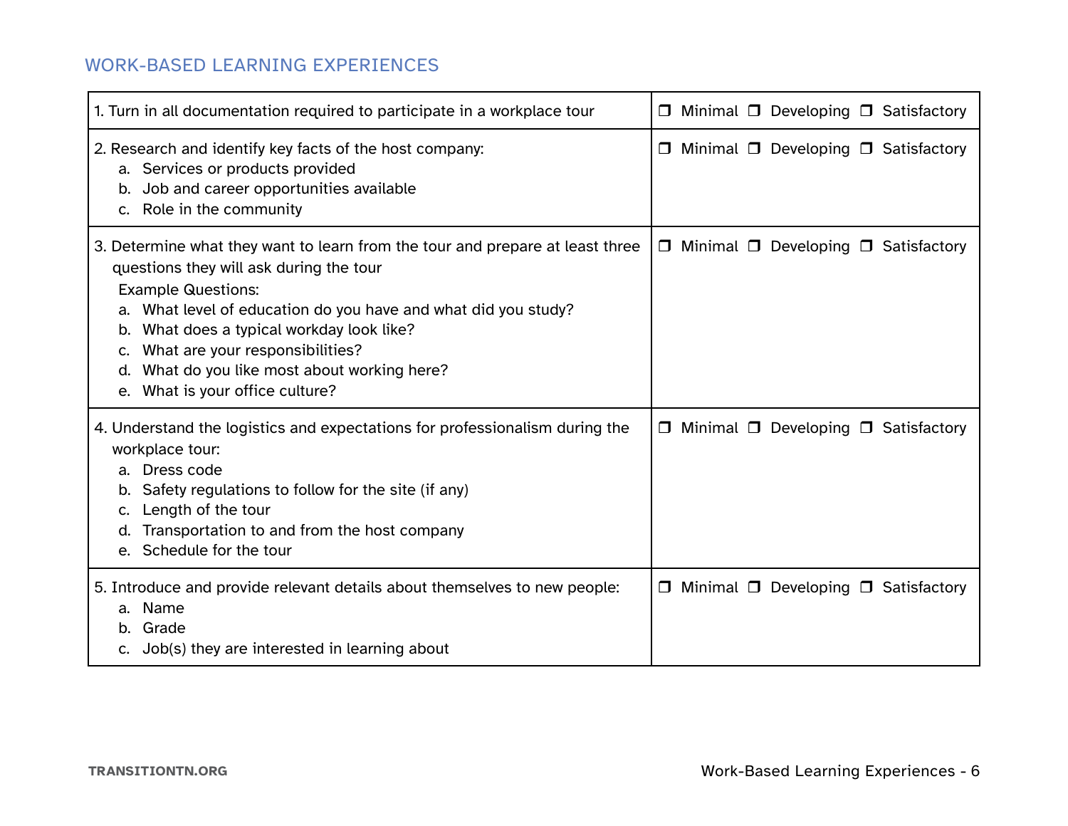## WORK-BASED LEARNING EXPERIENCES

| | |
|---|---|
| 1. Turn in all documentation required to participate in a workplace tour | ❒ Minimal ❒ Developing ❒ Satisfactory |
| 2. Research and identify key facts of the host company:<br>a. Services or products provided<br>b. Job and career opportunities available<br>c. Role in the community | ❒ Minimal ❒ Developing ❒ Satisfactory |
| 3. Determine what they want to learn from the tour and prepare at least three questions they will ask during the tour<br>Example Questions:<br>a. What level of education do you have and what did you study?<br>b. What does a typical workday look like?<br>c. What are your responsibilities?<br>d. What do you like most about working here?<br>e. What is your office culture? | ❒ Minimal ❒ Developing ❒ Satisfactory |
| 4. Understand the logistics and expectations for professionalism during the workplace tour:<br>a. Dress code<br>b. Safety regulations to follow for the site (if any)<br>c. Length of the tour<br>d. Transportation to and from the host company<br>e. Schedule for the tour | ❒ Minimal ❒ Developing ❒ Satisfactory |
| 5. Introduce and provide relevant details about themselves to new people:<br>a. Name<br>b. Grade<br>c. Job(s) they are interested in learning about | ❒ Minimal ❒ Developing ❒ Satisfactory |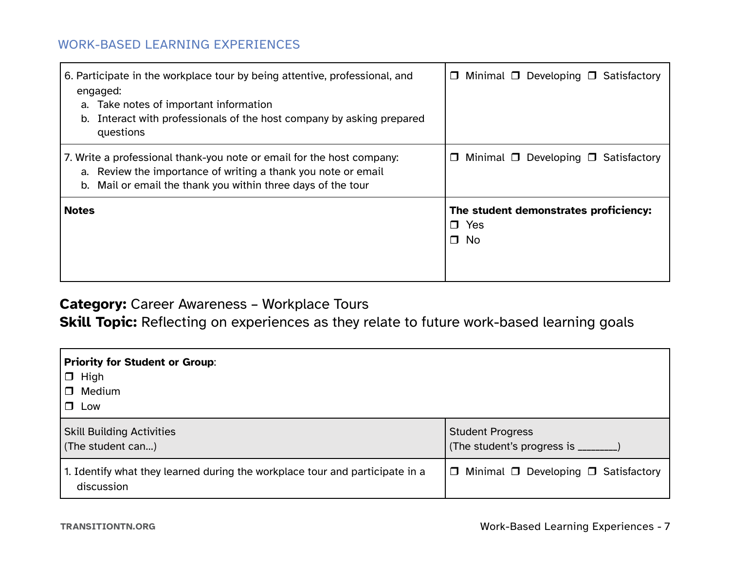| | |
|---|---|
| 6. Participate in the workplace tour by being attentive, professional, and engaged:<br>a. Take notes of important information<br>b. Interact with professionals of the host company by asking prepared questions | ❒ Minimal ❒ Developing ❒ Satisfactory |
| 7. Write a professional thank-you note or email for the host company:<br>a. Review the importance of writing a thank you note or email<br>b. Mail or email the thank you within three days of the tour | ❒ Minimal ❒ Developing ❒ Satisfactory |
| **Notes** | **The student demonstrates proficiency:**<br>❒ Yes<br>❒ No |

**Category:** Career Awareness – Workplace Tours
**Skill Topic:** Reflecting on experiences as they relate to future work-based learning goals

| **Priority for Student or Group**:<br>❒ High<br>❒ Medium<br>❒ Low | |
|---|---|
| Skill Building Activities<br>(The student can…) | Student Progress<br>(The student's progress is ________) |
| 1. Identify what they learned during the workplace tour and participate in a discussion | ❒ Minimal ❒ Developing ❒ Satisfactory |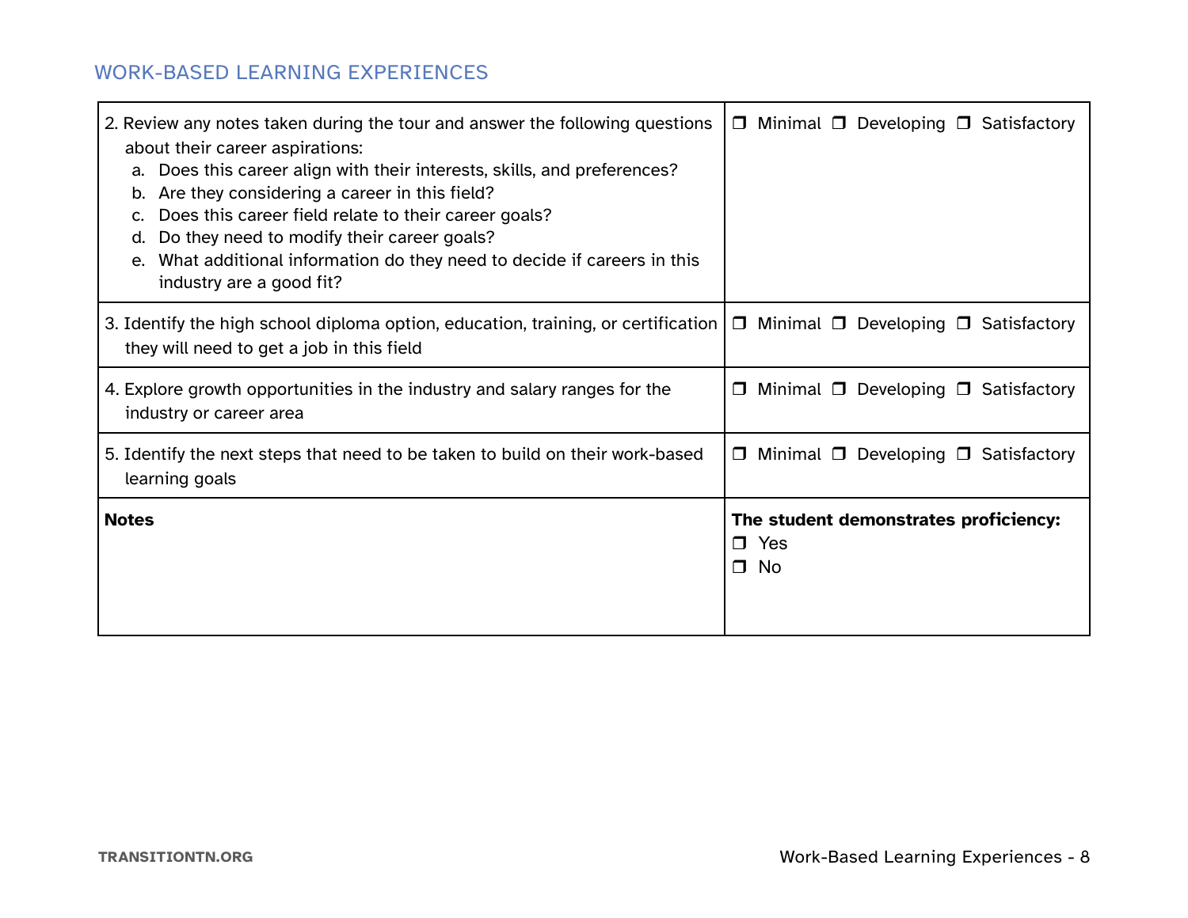## WORK-BASED LEARNING EXPERIENCES

| | |
|---|---|
| 2. Review any notes taken during the tour and answer the following questions about their career aspirations:<br>a. Does this career align with their interests, skills, and preferences?<br>b. Are they considering a career in this field?<br>c. Does this career field relate to their career goals?<br>d. Do they need to modify their career goals?<br>e. What additional information do they need to decide if careers in this industry are a good fit? | ❒ Minimal ❒ Developing ❒ Satisfactory |
| 3. Identify the high school diploma option, education, training, or certification they will need to get a job in this field | ❒ Minimal ❒ Developing ❒ Satisfactory |
| 4. Explore growth opportunities in the industry and salary ranges for the industry or career area | ❒ Minimal ❒ Developing ❒ Satisfactory |
| 5. Identify the next steps that need to be taken to build on their work-based learning goals | ❒ Minimal ❒ Developing ❒ Satisfactory |
| **Notes** | **The student demonstrates proficiency:**<br>❒ Yes<br>❒ No |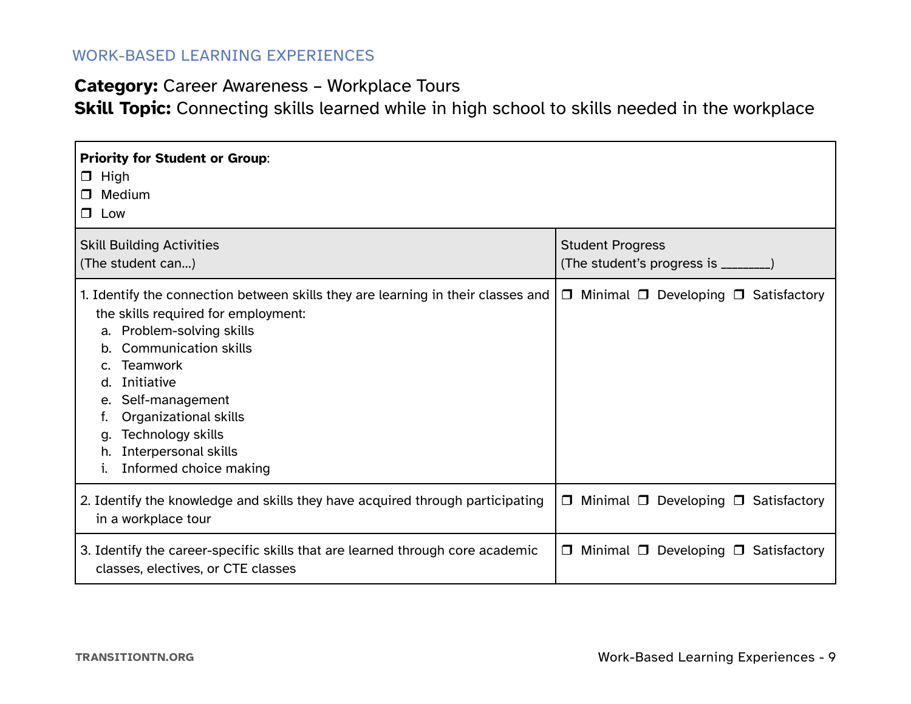WORK-BASED LEARNING EXPERIENCES

**Category:** Career Awareness – Workplace Tours
**Skill Topic:** Connecting skills learned while in high school to skills needed in the workplace

**Priority for Student or Group**:
❒ High
❒ Medium
❒ Low

| Skill Building Activities (The student can…) | Student Progress (The student's progress is ________) |
|---|---|
| 1. Identify the connection between skills they are learning in their classes and the skills required for employment: a. Problem-solving skills b. Communication skills c. Teamwork d. Initiative e. Self-management f. Organizational skills g. Technology skills h. Interpersonal skills i. Informed choice making | ❒ Minimal ❒ Developing ❒ Satisfactory |
| 2. Identify the knowledge and skills they have acquired through participating in a workplace tour | ❒ Minimal ❒ Developing ❒ Satisfactory |
| 3. Identify the career-specific skills that are learned through core academic classes, electives, or CTE classes | ❒ Minimal ❒ Developing ❒ Satisfactory |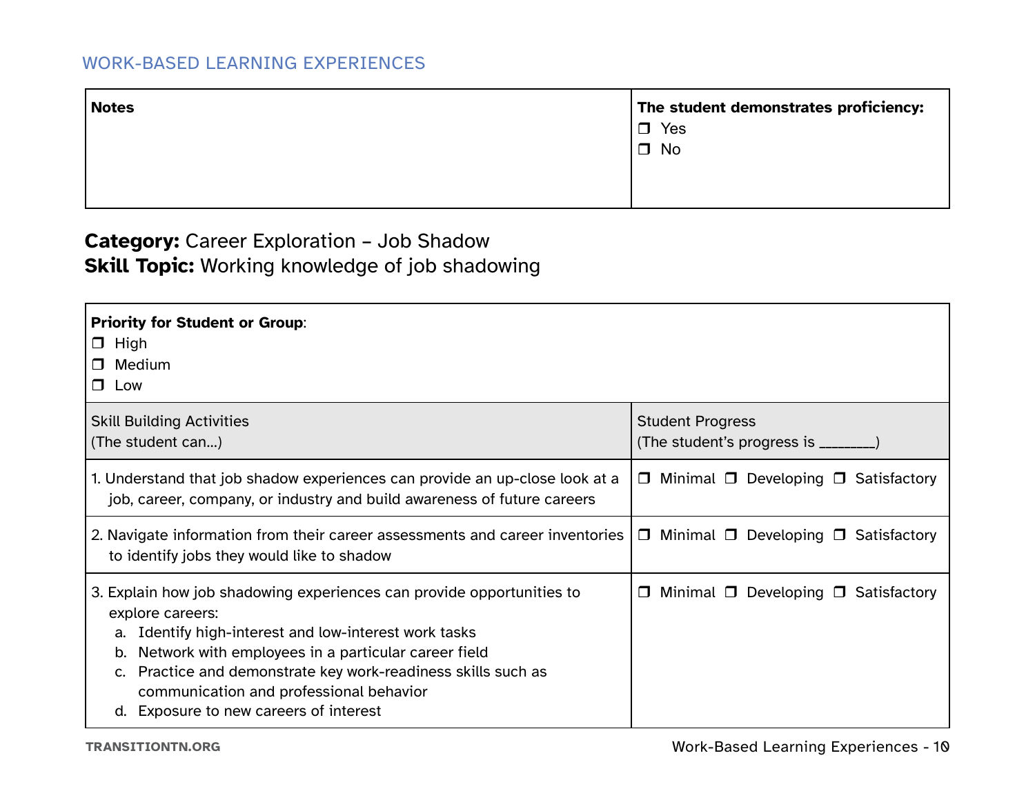| **Notes** | **The student demonstrates proficiency:**<br>❒ Yes<br>❒ No |
| --- | --- |

**Category:** Career Exploration – Job Shadow
**Skill Topic:** Working knowledge of job shadowing

| **Priority for Student or Group**:<br>❒ High<br>❒ Medium<br>❒ Low | |
| --- | --- |
| Skill Building Activities<br>(The student can...) | Student Progress<br>(The student's progress is ________) |
| 1. Understand that job shadow experiences can provide an up-close look at a job, career, company, or industry and build awareness of future careers | ❒ Minimal ❒ Developing ❒ Satisfactory |
| 2. Navigate information from their career assessments and career inventories to identify jobs they would like to shadow | ❒ Minimal ❒ Developing ❒ Satisfactory |
| 3. Explain how job shadowing experiences can provide opportunities to explore careers:<br>a. Identify high-interest and low-interest work tasks<br>b. Network with employees in a particular career field<br>c. Practice and demonstrate key work-readiness skills such as communication and professional behavior<br>d. Exposure to new careers of interest | ❒ Minimal ❒ Developing ❒ Satisfactory |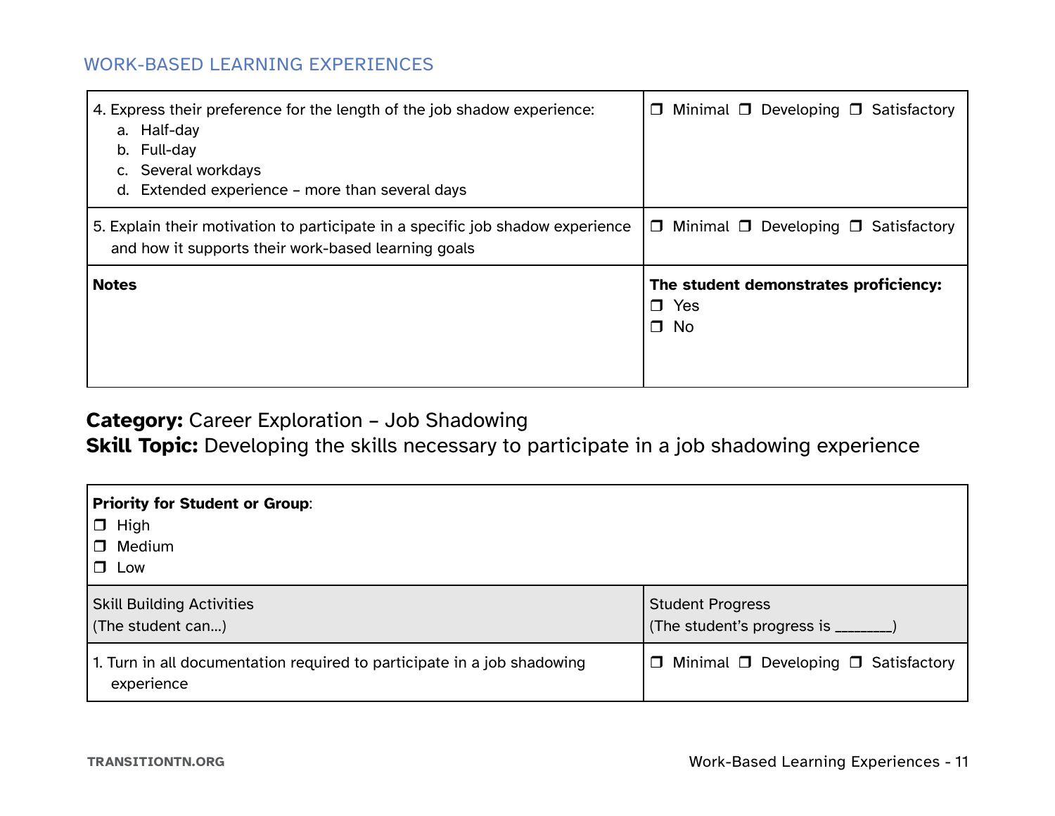| | |
|---|---|
| 4. Express their preference for the length of the job shadow experience:<br>a. Half-day<br>b. Full-day<br>c. Several workdays<br>d. Extended experience – more than several days | ❒ Minimal ❒ Developing ❒ Satisfactory |
| 5. Explain their motivation to participate in a specific job shadow experience and how it supports their work-based learning goals | ❒ Minimal ❒ Developing ❒ Satisfactory |
| **Notes** | **The student demonstrates proficiency:**<br>❒ Yes<br>❒ No |

**Category:** Career Exploration – Job Shadowing
**Skill Topic:** Developing the skills necessary to participate in a job shadowing experience

| **Priority for Student or Group**:<br>❒ High<br>❒ Medium<br>❒ Low | |
|---|---|
| Skill Building Activities<br>(The student can…) | Student Progress<br>(The student's progress is ________) |
| 1. Turn in all documentation required to participate in a job shadowing experience | ❒ Minimal ❒ Developing ❒ Satisfactory |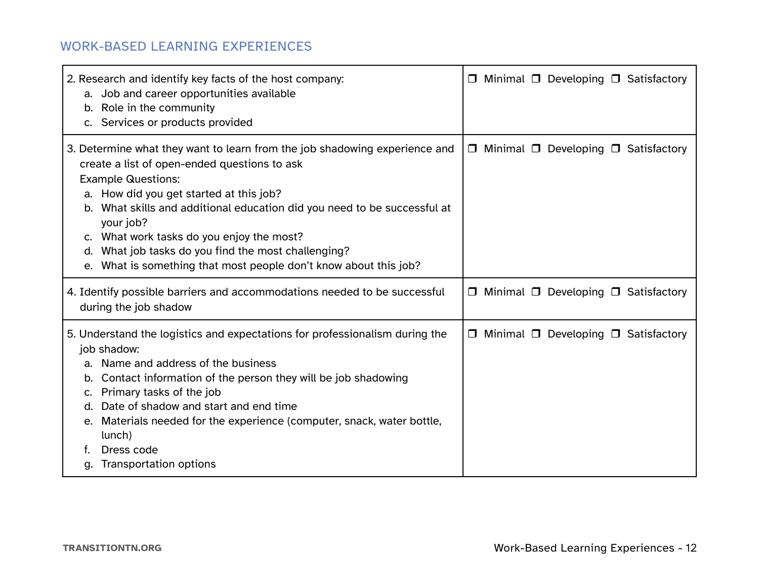## WORK-BASED LEARNING EXPERIENCES

| | |
|---|---|
| 2. Research and identify key facts of the host company:<br>a. Job and career opportunities available<br>b. Role in the community<br>c. Services or products provided | ❒ Minimal ❒ Developing ❒ Satisfactory |
| 3. Determine what they want to learn from the job shadowing experience and create a list of open-ended questions to ask<br>Example Questions:<br>a. How did you get started at this job?<br>b. What skills and additional education did you need to be successful at your job?<br>c. What work tasks do you enjoy the most?<br>d. What job tasks do you find the most challenging?<br>e. What is something that most people don't know about this job? | ❒ Minimal ❒ Developing ❒ Satisfactory |
| 4. Identify possible barriers and accommodations needed to be successful during the job shadow | ❒ Minimal ❒ Developing ❒ Satisfactory |
| 5. Understand the logistics and expectations for professionalism during the job shadow:<br>a. Name and address of the business<br>b. Contact information of the person they will be job shadowing<br>c. Primary tasks of the job<br>d. Date of shadow and start and end time<br>e. Materials needed for the experience (computer, snack, water bottle, lunch)<br>f. Dress code<br>g. Transportation options | ❒ Minimal ❒ Developing ❒ Satisfactory |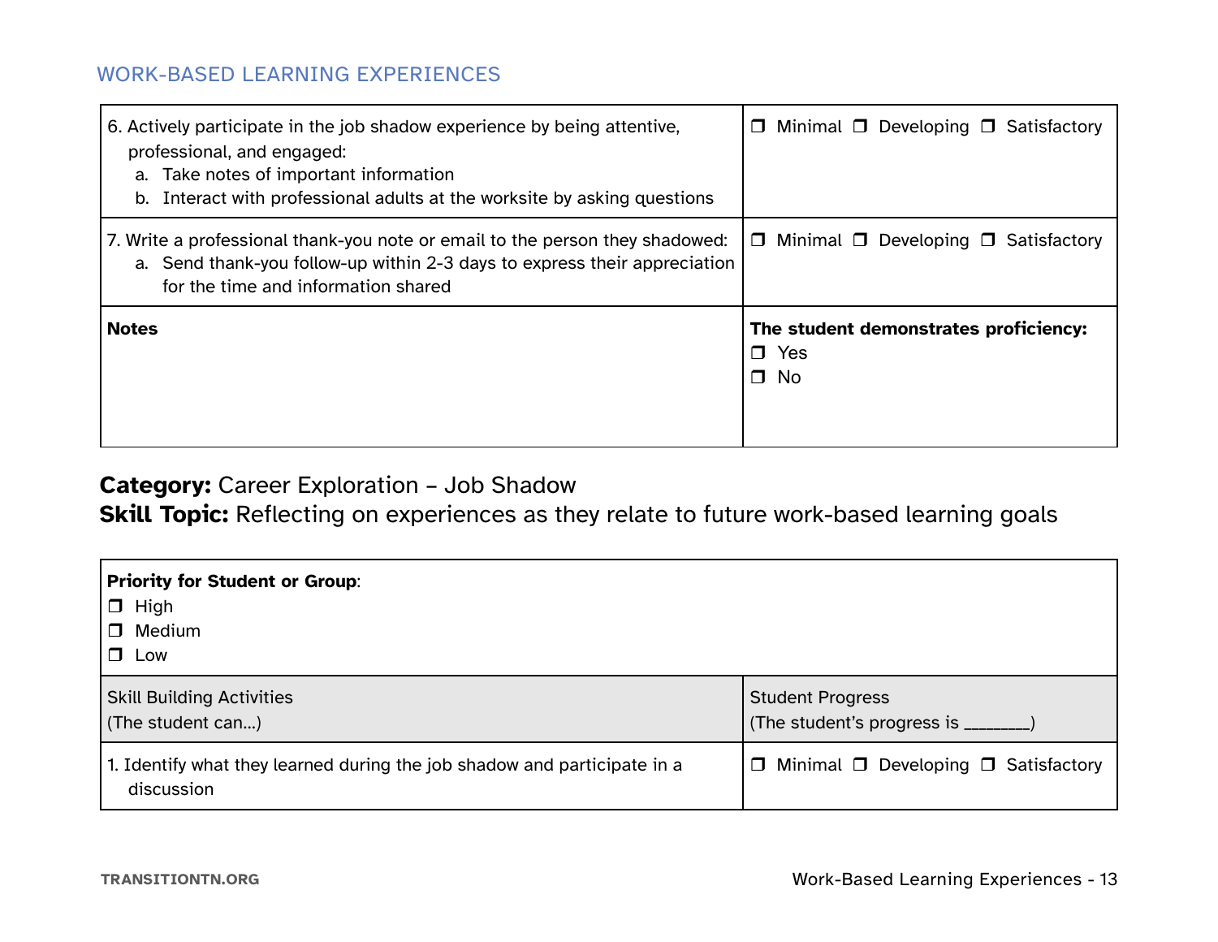| | |
|---|---|
| 6. Actively participate in the job shadow experience by being attentive, professional, and engaged:<br>a. Take notes of important information<br>b. Interact with professional adults at the worksite by asking questions | ❒ Minimal ❒ Developing ❒ Satisfactory |
| 7. Write a professional thank-you note or email to the person they shadowed:<br>a. Send thank-you follow-up within 2-3 days to express their appreciation for the time and information shared | ❒ Minimal ❒ Developing ❒ Satisfactory |
| **Notes** | **The student demonstrates proficiency:**<br>❒ Yes<br>❒ No |

**Category:** Career Exploration – Job Shadow

**Skill Topic:** Reflecting on experiences as they relate to future work-based learning goals

| **Priority for Student or Group**:<br>❒ High<br>❒ Medium<br>❒ Low | |
|---|---|
| Skill Building Activities<br>(The student can…) | Student Progress<br>(The student's progress is ________) |
| 1. Identify what they learned during the job shadow and participate in a discussion | ❒ Minimal ❒ Developing ❒ Satisfactory |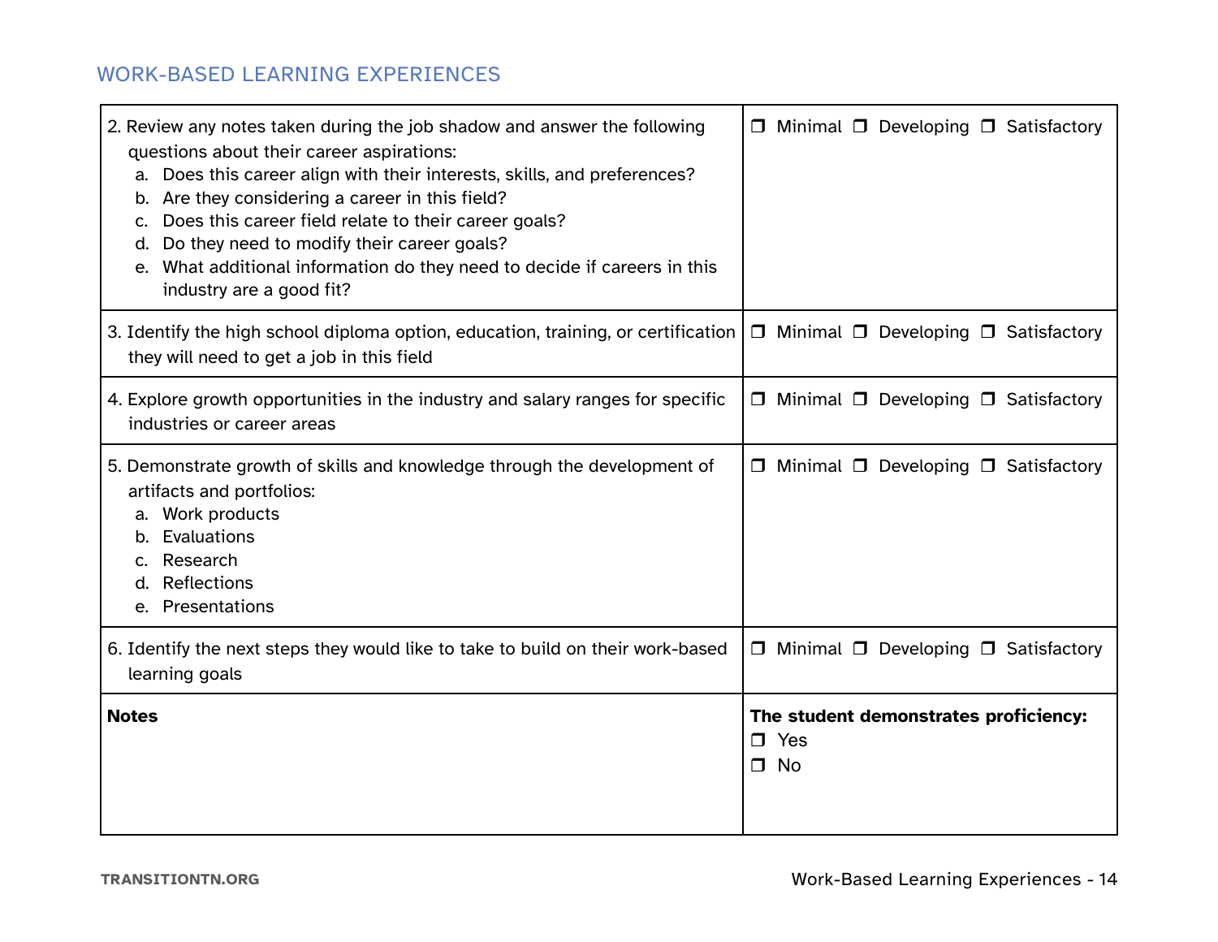## WORK-BASED LEARNING EXPERIENCES

| | |
|---|---|
| 2. Review any notes taken during the job shadow and answer the following questions about their career aspirations:<br>a. Does this career align with their interests, skills, and preferences?<br>b. Are they considering a career in this field?<br>c. Does this career field relate to their career goals?<br>d. Do they need to modify their career goals?<br>e. What additional information do they need to decide if careers in this industry are a good fit? | ❒ Minimal ❒ Developing ❒ Satisfactory |
| 3. Identify the high school diploma option, education, training, or certification they will need to get a job in this field | ❒ Minimal ❒ Developing ❒ Satisfactory |
| 4. Explore growth opportunities in the industry and salary ranges for specific industries or career areas | ❒ Minimal ❒ Developing ❒ Satisfactory |
| 5. Demonstrate growth of skills and knowledge through the development of artifacts and portfolios:<br>a. Work products<br>b. Evaluations<br>c. Research<br>d. Reflections<br>e. Presentations | ❒ Minimal ❒ Developing ❒ Satisfactory |
| 6. Identify the next steps they would like to take to build on their work-based learning goals | ❒ Minimal ❒ Developing ❒ Satisfactory |
| **Notes** | **The student demonstrates proficiency:**<br>❒ Yes<br>❒ No |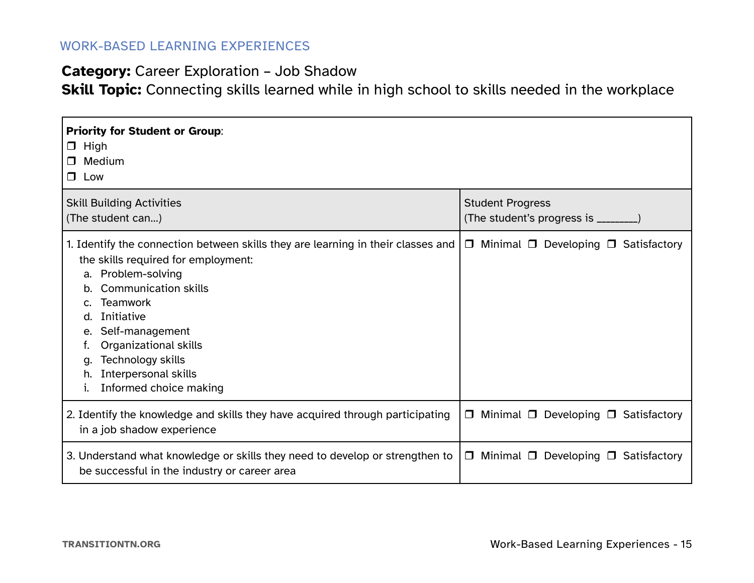WORK-BASED LEARNING EXPERIENCES

**Category:** Career Exploration – Job Shadow
**Skill Topic:** Connecting skills learned while in high school to skills needed in the workplace

| **Priority for Student or Group**: ❐ High ❐ Medium ❐ Low | |
|---|---|
| Skill Building Activities (The student can...) | Student Progress (The student's progress is ________) |
| 1. Identify the connection between skills they are learning in their classes and the skills required for employment: a. Problem-solving b. Communication skills c. Teamwork d. Initiative e. Self-management f. Organizational skills g. Technology skills h. Interpersonal skills i. Informed choice making | ❐ Minimal ❐ Developing ❐ Satisfactory |
| 2. Identify the knowledge and skills they have acquired through participating in a job shadow experience | ❐ Minimal ❐ Developing ❐ Satisfactory |
| 3. Understand what knowledge or skills they need to develop or strengthen to be successful in the industry or career area | ❐ Minimal ❐ Developing ❐ Satisfactory |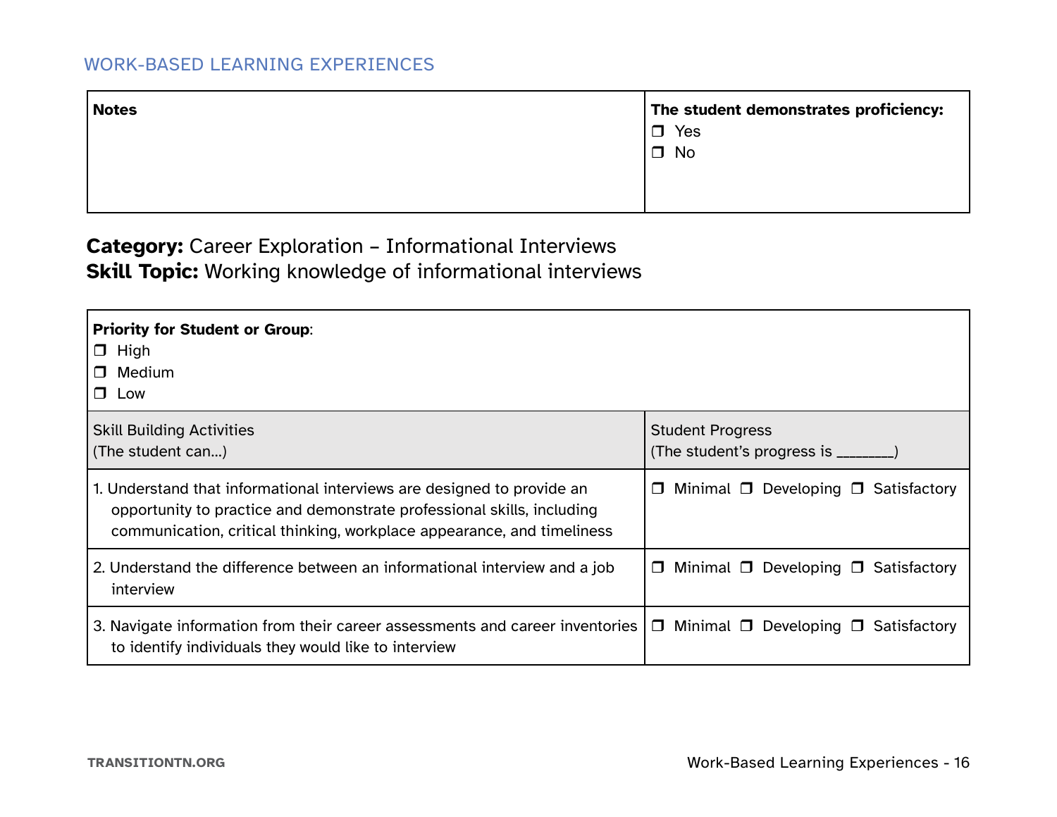WORK-BASED LEARNING EXPERIENCES

| Notes | The student demonstrates proficiency:<br>❒ Yes<br>❒ No |
| --- | --- |

**Category:** Career Exploration – Informational Interviews
**Skill Topic:** Working knowledge of informational interviews

| **Priority for Student or Group**:<br>❒ High<br>❒ Medium<br>❒ Low | |
| --- | --- |
| Skill Building Activities<br>(The student can...) | Student Progress<br>(The student's progress is ________) |
| 1. Understand that informational interviews are designed to provide an opportunity to practice and demonstrate professional skills, including communication, critical thinking, workplace appearance, and timeliness | ❒ Minimal ❒ Developing ❒ Satisfactory |
| 2. Understand the difference between an informational interview and a job interview | ❒ Minimal ❒ Developing ❒ Satisfactory |
| 3. Navigate information from their career assessments and career inventories to identify individuals they would like to interview | ❒ Minimal ❒ Developing ❒ Satisfactory |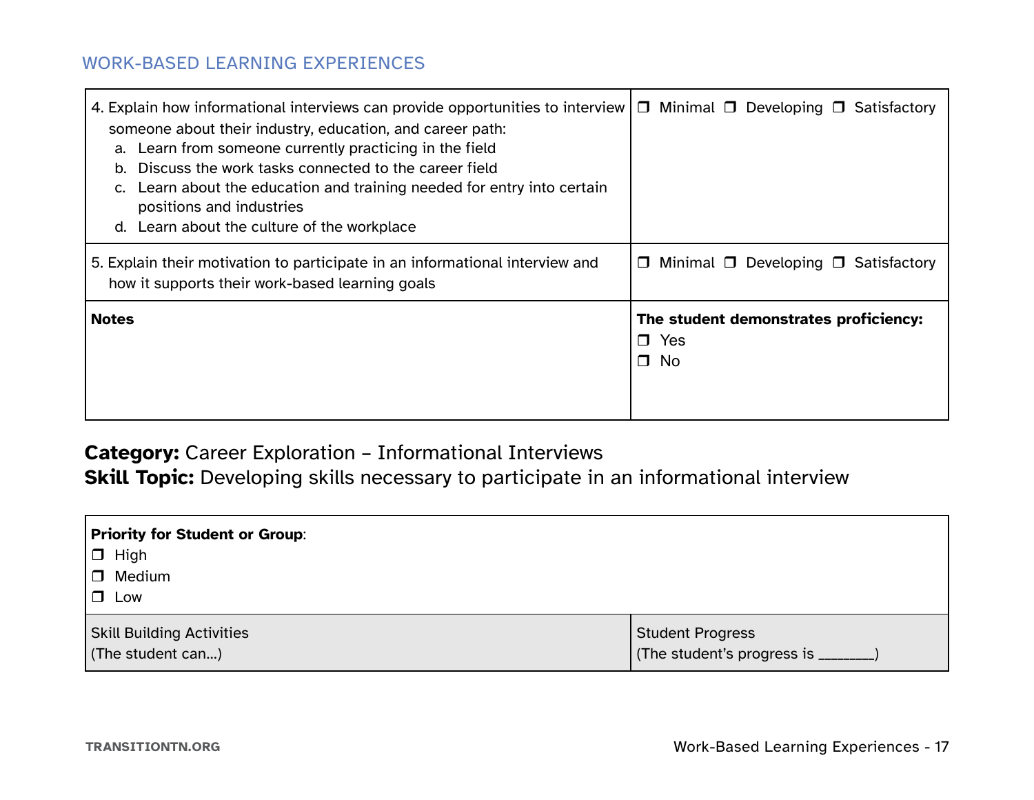WORK-BASED LEARNING EXPERIENCES

| | |
|---|---|
| 4. Explain how informational interviews can provide opportunities to interview someone about their industry, education, and career path:<br>a. Learn from someone currently practicing in the field<br>b. Discuss the work tasks connected to the career field<br>c. Learn about the education and training needed for entry into certain positions and industries<br>d. Learn about the culture of the workplace | ❒ Minimal ❒ Developing ❒ Satisfactory |
| 5. Explain their motivation to participate in an informational interview and how it supports their work-based learning goals | ❒ Minimal ❒ Developing ❒ Satisfactory |
| **Notes** | **The student demonstrates proficiency:**<br>❒ Yes<br>❒ No |

**Category:** Career Exploration – Informational Interviews
**Skill Topic:** Developing skills necessary to participate in an informational interview

| **Priority for Student or Group**:<br>❒ High<br>❒ Medium<br>❒ Low | |
|---|---|
| Skill Building Activities<br>(The student can…) | Student Progress<br>(The student's progress is ________) |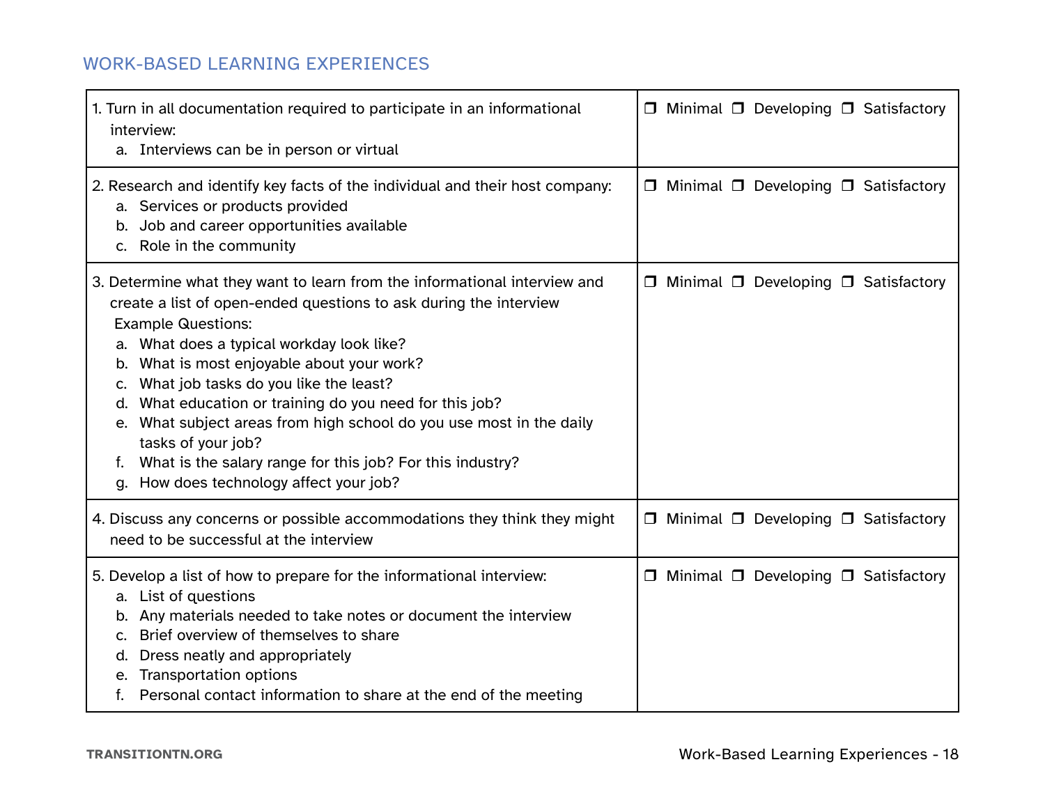## WORK-BASED LEARNING EXPERIENCES

| | |
|---|---|
| 1. Turn in all documentation required to participate in an informational interview:<br>a. Interviews can be in person or virtual | ❒ Minimal ❒ Developing ❒ Satisfactory |
| 2. Research and identify key facts of the individual and their host company:<br>a. Services or products provided<br>b. Job and career opportunities available<br>c. Role in the community | ❒ Minimal ❒ Developing ❒ Satisfactory |
| 3. Determine what they want to learn from the informational interview and create a list of open-ended questions to ask during the interview<br>Example Questions:<br>a. What does a typical workday look like?<br>b. What is most enjoyable about your work?<br>c. What job tasks do you like the least?<br>d. What education or training do you need for this job?<br>e. What subject areas from high school do you use most in the daily tasks of your job?<br>f. What is the salary range for this job? For this industry?<br>g. How does technology affect your job? | ❒ Minimal ❒ Developing ❒ Satisfactory |
| 4. Discuss any concerns or possible accommodations they think they might need to be successful at the interview | ❒ Minimal ❒ Developing ❒ Satisfactory |
| 5. Develop a list of how to prepare for the informational interview:<br>a. List of questions<br>b. Any materials needed to take notes or document the interview<br>c. Brief overview of themselves to share<br>d. Dress neatly and appropriately<br>e. Transportation options<br>f. Personal contact information to share at the end of the meeting | ❒ Minimal ❒ Developing ❒ Satisfactory |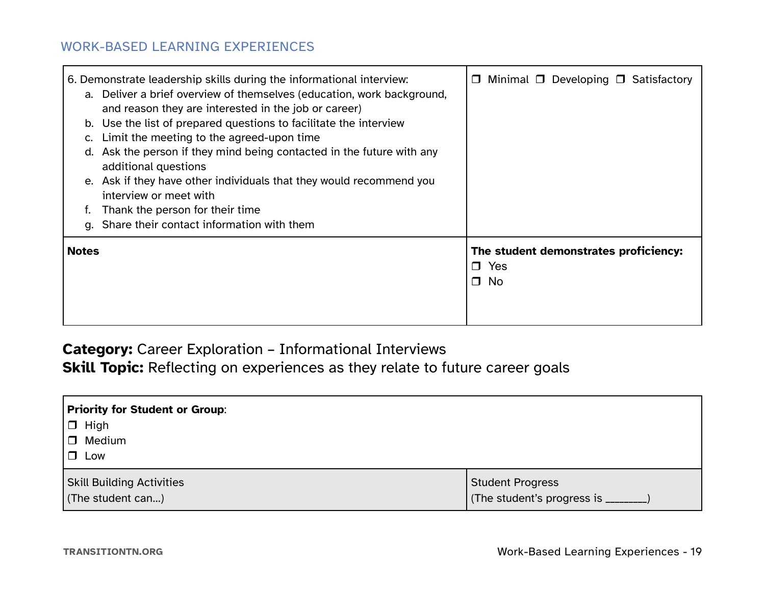## WORK-BASED LEARNING EXPERIENCES

| | |
|---|---|
| 6. Demonstrate leadership skills during the informational interview:<br>a. Deliver a brief overview of themselves (education, work background, and reason they are interested in the job or career)<br>b. Use the list of prepared questions to facilitate the interview<br>c. Limit the meeting to the agreed-upon time<br>d. Ask the person if they mind being contacted in the future with any additional questions<br>e. Ask if they have other individuals that they would recommend you interview or meet with<br>f. Thank the person for their time<br>g. Share their contact information with them | ❐ Minimal ❐ Developing ❐ Satisfactory |
| **Notes** | **The student demonstrates proficiency:**<br>❐ Yes<br>❐ No |

**Category:** Career Exploration – Informational Interviews
**Skill Topic:** Reflecting on experiences as they relate to future career goals

| **Priority for Student or Group**:<br>❐ High<br>❐ Medium<br>❐ Low | |
|---|---|
| Skill Building Activities<br>(The student can...) | Student Progress<br>(The student's progress is ________) |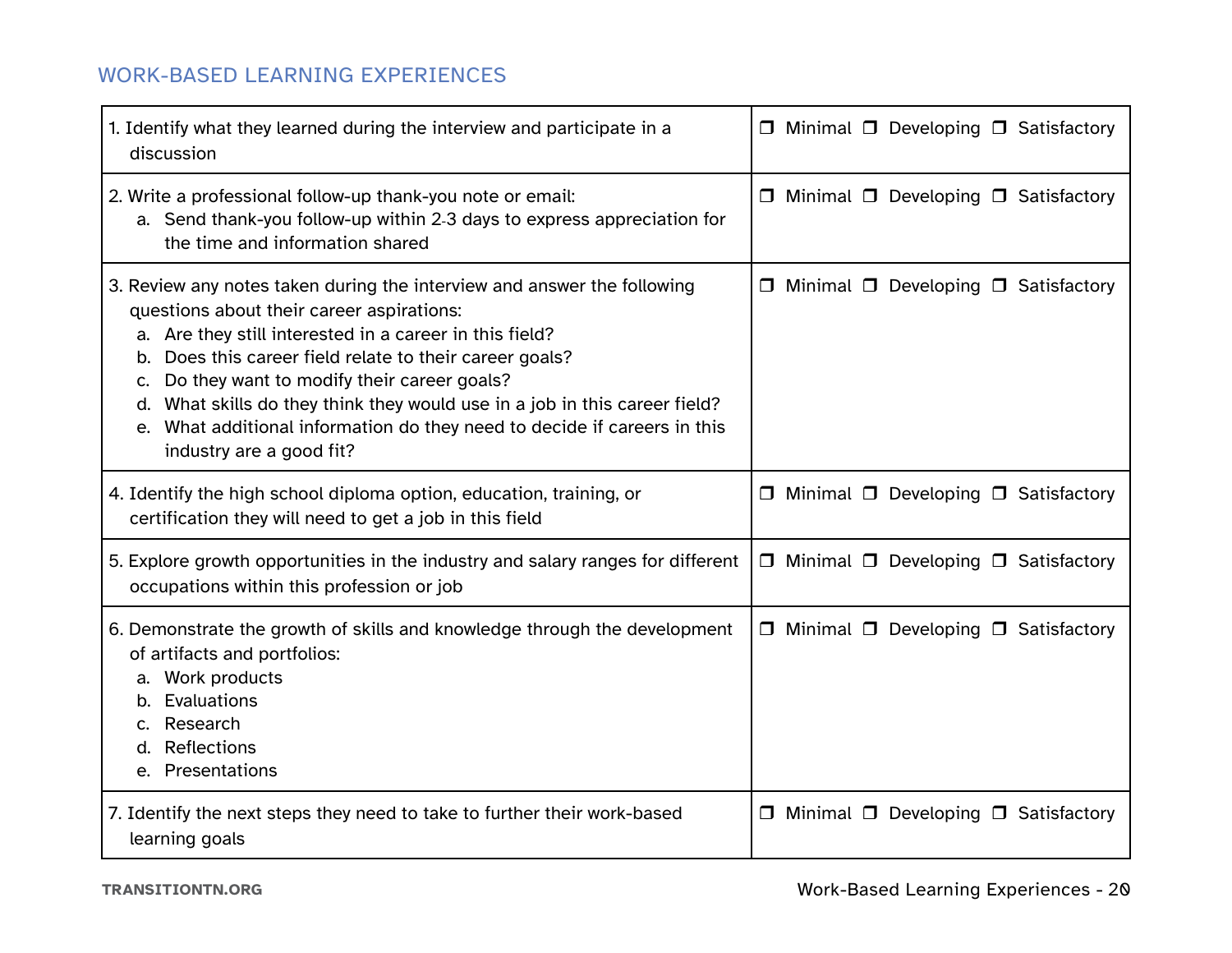## WORK-BASED LEARNING EXPERIENCES

| | |
|---|---|
| 1. Identify what they learned during the interview and participate in a discussion | ❒ Minimal ❒ Developing ❒ Satisfactory |
| 2. Write a professional follow-up thank-you note or email:<br>a. Send thank-you follow-up within 2-3 days to express appreciation for the time and information shared | ❒ Minimal ❒ Developing ❒ Satisfactory |
| 3. Review any notes taken during the interview and answer the following questions about their career aspirations:<br>a. Are they still interested in a career in this field?<br>b. Does this career field relate to their career goals?<br>c. Do they want to modify their career goals?<br>d. What skills do they think they would use in a job in this career field?<br>e. What additional information do they need to decide if careers in this industry are a good fit? | ❒ Minimal ❒ Developing ❒ Satisfactory |
| 4. Identify the high school diploma option, education, training, or certification they will need to get a job in this field | ❒ Minimal ❒ Developing ❒ Satisfactory |
| 5. Explore growth opportunities in the industry and salary ranges for different occupations within this profession or job | ❒ Minimal ❒ Developing ❒ Satisfactory |
| 6. Demonstrate the growth of skills and knowledge through the development of artifacts and portfolios:<br>a. Work products<br>b. Evaluations<br>c. Research<br>d. Reflections<br>e. Presentations | ❒ Minimal ❒ Developing ❒ Satisfactory |
| 7. Identify the next steps they need to take to further their work-based learning goals | ❒ Minimal ❒ Developing ❒ Satisfactory |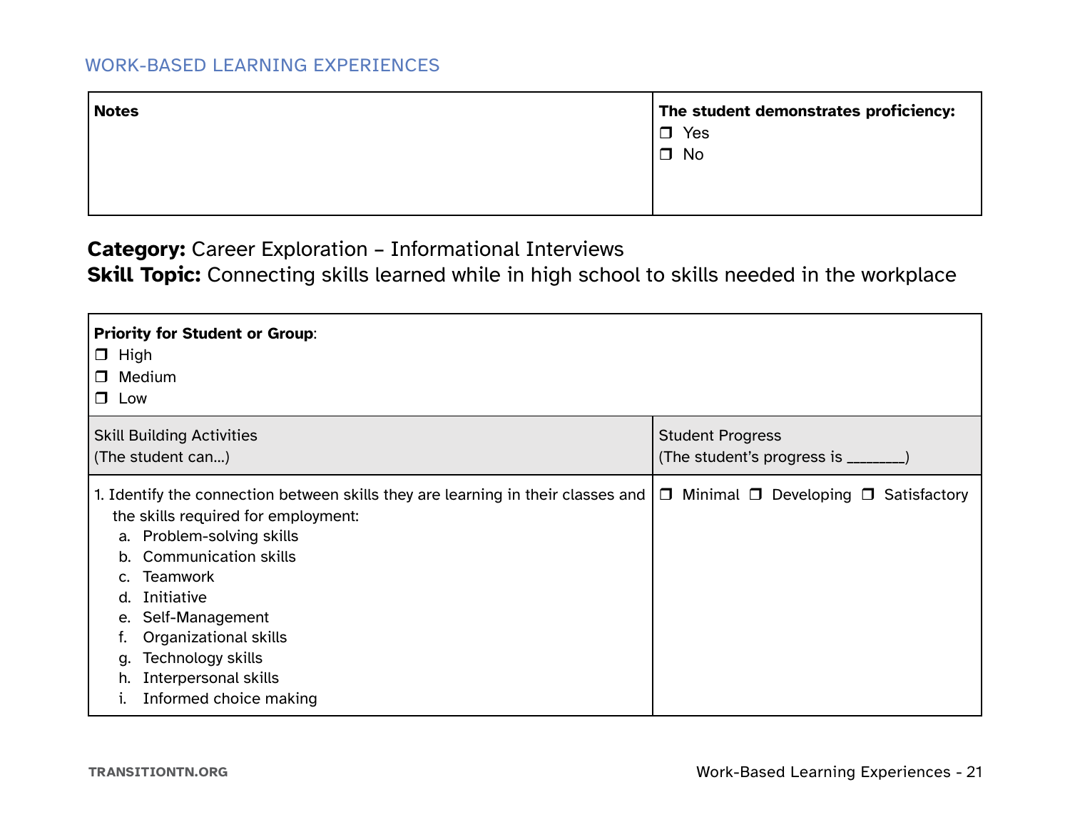| Notes | The student demonstrates proficiency:<br>❒ Yes<br>❒ No |
|---|---|

**Category:** Career Exploration – Informational Interviews
**Skill Topic:** Connecting skills learned while in high school to skills needed in the workplace

| **Priority for Student or Group**:<br>❒ High<br>❒ Medium<br>❒ Low | |
|---|---|
| Skill Building Activities<br>(The student can…) | Student Progress<br>(The student's progress is ________) |
| 1. Identify the connection between skills they are learning in their classes and the skills required for employment:<br>a. Problem-solving skills<br>b. Communication skills<br>c. Teamwork<br>d. Initiative<br>e. Self-Management<br>f. Organizational skills<br>g. Technology skills<br>h. Interpersonal skills<br>i. Informed choice making | ❒ Minimal ❒ Developing ❒ Satisfactory |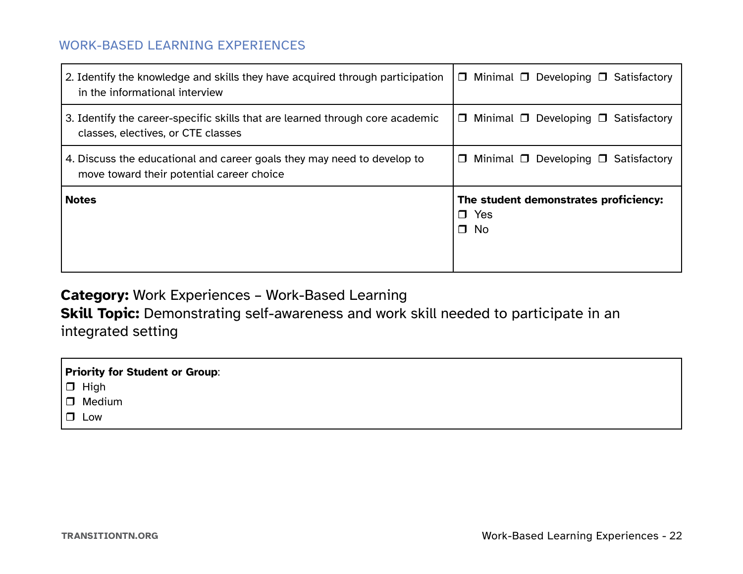## WORK-BASED LEARNING EXPERIENCES

| | |
|---|---|
| 2. Identify the knowledge and skills they have acquired through participation in the informational interview | ❒ Minimal ❒ Developing ❒ Satisfactory |
| 3. Identify the career-specific skills that are learned through core academic classes, electives, or CTE classes | ❒ Minimal ❒ Developing ❒ Satisfactory |
| 4. Discuss the educational and career goals they may need to develop to move toward their potential career choice | ❒ Minimal ❒ Developing ❒ Satisfactory |
| **Notes** | **The student demonstrates proficiency:** ❒ Yes ❒ No |

**Category:** Work Experiences – Work-Based Learning
**Skill Topic:** Demonstrating self-awareness and work skill needed to participate in an integrated setting

| **Priority for Student or Group**: |
|---|
| ❒ High |
| ❒ Medium |
| ❒ Low |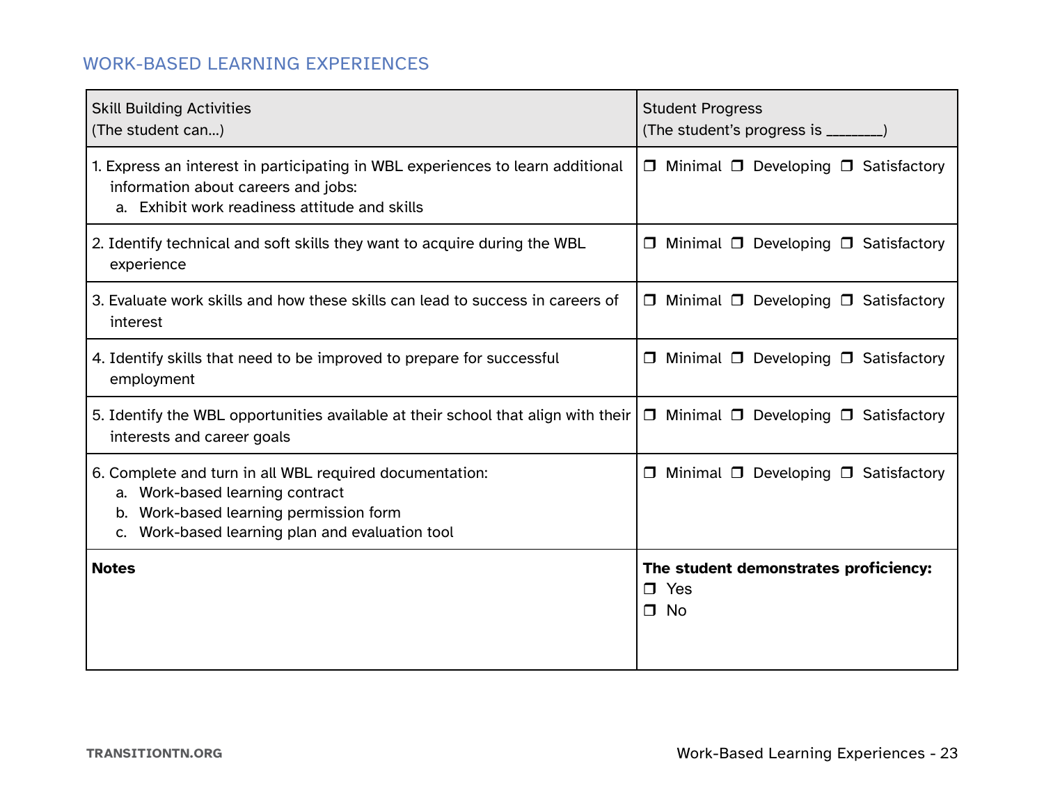## WORK-BASED LEARNING EXPERIENCES

| Skill Building Activities<br>(The student can…) | Student Progress<br>(The student's progress is ________) |
|---|---|
| 1. Express an interest in participating in WBL experiences to learn additional information about careers and jobs:<br>a. Exhibit work readiness attitude and skills | ❒ Minimal ❒ Developing ❒ Satisfactory |
| 2. Identify technical and soft skills they want to acquire during the WBL experience | ❒ Minimal ❒ Developing ❒ Satisfactory |
| 3. Evaluate work skills and how these skills can lead to success in careers of interest | ❒ Minimal ❒ Developing ❒ Satisfactory |
| 4. Identify skills that need to be improved to prepare for successful employment | ❒ Minimal ❒ Developing ❒ Satisfactory |
| 5. Identify the WBL opportunities available at their school that align with their interests and career goals | ❒ Minimal ❒ Developing ❒ Satisfactory |
| 6. Complete and turn in all WBL required documentation:<br>a. Work-based learning contract<br>b. Work-based learning permission form<br>c. Work-based learning plan and evaluation tool | ❒ Minimal ❒ Developing ❒ Satisfactory |
| **Notes** | **The student demonstrates proficiency:**<br>❒ Yes<br>❒ No |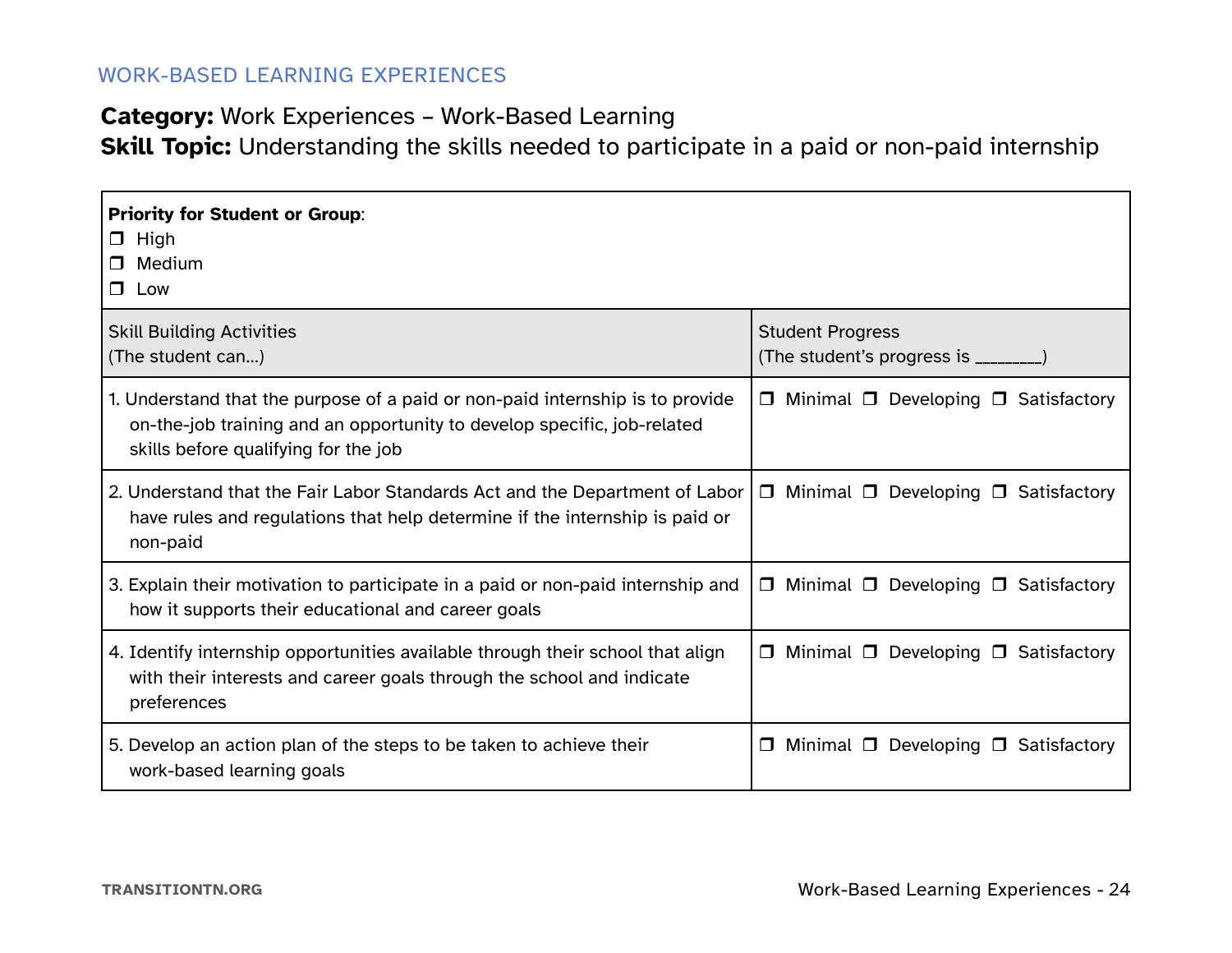WORK-BASED LEARNING EXPERIENCES

**Category:** Work Experiences – Work-Based Learning
**Skill Topic:** Understanding the skills needed to participate in a paid or non-paid internship

| **Priority for Student or Group**:<br>❒ High<br>❒ Medium<br>❒ Low | |
|---|---|
| Skill Building Activities<br>(The student can…) | Student Progress<br>(The student's progress is ________) |
| 1. Understand that the purpose of a paid or non-paid internship is to provide on-the-job training and an opportunity to develop specific, job-related skills before qualifying for the job | ❒ Minimal ❒ Developing ❒ Satisfactory |
| 2. Understand that the Fair Labor Standards Act and the Department of Labor have rules and regulations that help determine if the internship is paid or non-paid | ❒ Minimal ❒ Developing ❒ Satisfactory |
| 3. Explain their motivation to participate in a paid or non-paid internship and how it supports their educational and career goals | ❒ Minimal ❒ Developing ❒ Satisfactory |
| 4. Identify internship opportunities available through their school that align with their interests and career goals through the school and indicate preferences | ❒ Minimal ❒ Developing ❒ Satisfactory |
| 5. Develop an action plan of the steps to be taken to achieve their work-based learning goals | ❒ Minimal ❒ Developing ❒ Satisfactory |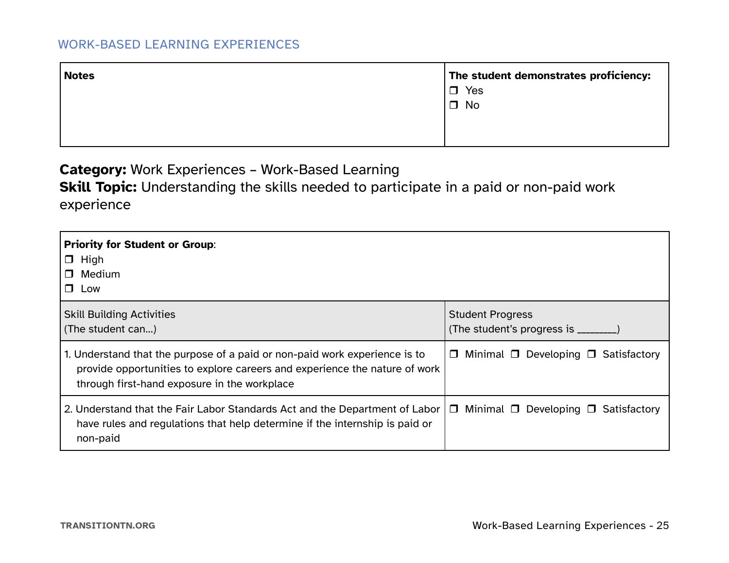| Notes | The student demonstrates proficiency:<br>❒ Yes<br>❒ No |
|---|---|

**Category:** Work Experiences – Work-Based Learning
**Skill Topic:** Understanding the skills needed to participate in a paid or non-paid work experience

| Priority for Student or Group:<br>❒ High<br>❒ Medium<br>❒ Low | |
|---|---|
| Skill Building Activities<br>(The student can…) | Student Progress<br>(The student's progress is ________) |
| 1. Understand that the purpose of a paid or non-paid work experience is to provide opportunities to explore careers and experience the nature of work through first-hand exposure in the workplace | ❒ Minimal ❒ Developing ❒ Satisfactory |
| 2. Understand that the Fair Labor Standards Act and the Department of Labor have rules and regulations that help determine if the internship is paid or non-paid | ❒ Minimal ❒ Developing ❒ Satisfactory |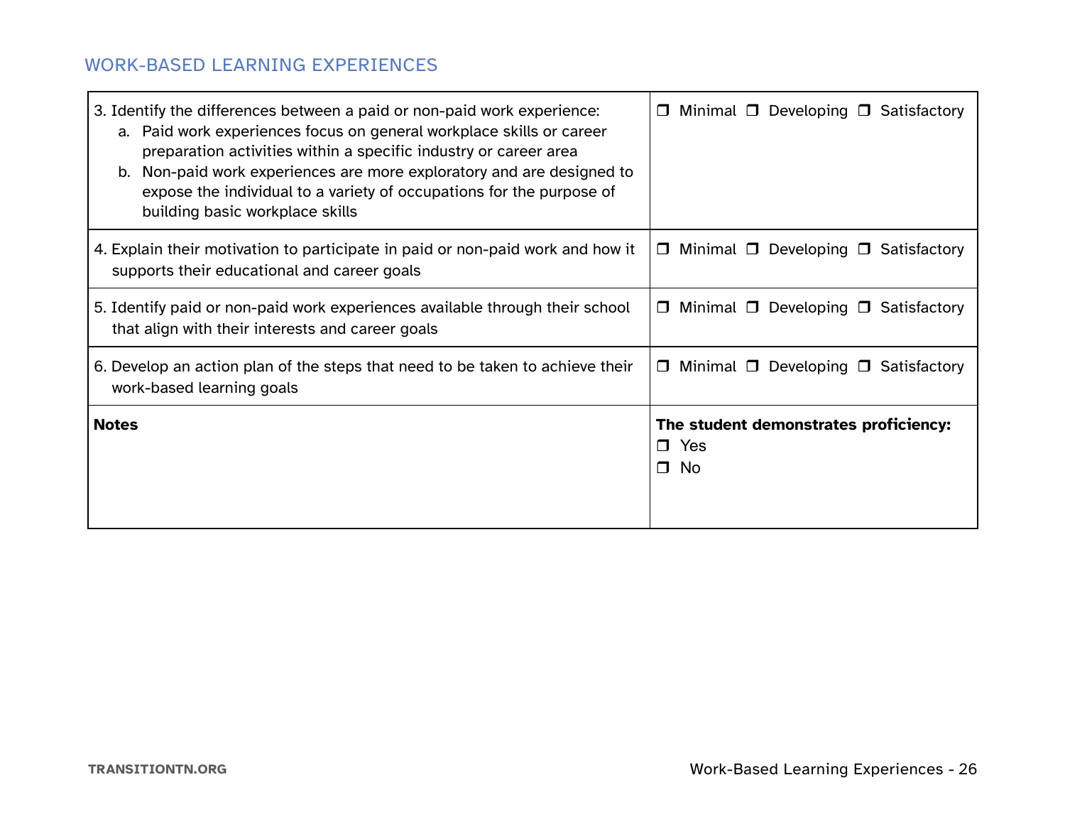## WORK-BASED LEARNING EXPERIENCES

| | |
|---|---|
| 3. Identify the differences between a paid or non-paid work experience:<br>a. Paid work experiences focus on general workplace skills or career preparation activities within a specific industry or career area<br>b. Non-paid work experiences are more exploratory and are designed to expose the individual to a variety of occupations for the purpose of building basic workplace skills | ❒ Minimal ❒ Developing ❒ Satisfactory |
| 4. Explain their motivation to participate in paid or non-paid work and how it supports their educational and career goals | ❒ Minimal ❒ Developing ❒ Satisfactory |
| 5. Identify paid or non-paid work experiences available through their school that align with their interests and career goals | ❒ Minimal ❒ Developing ❒ Satisfactory |
| 6. Develop an action plan of the steps that need to be taken to achieve their work-based learning goals | ❒ Minimal ❒ Developing ❒ Satisfactory |
| **Notes** | **The student demonstrates proficiency:**<br>❒ Yes<br>❒ No |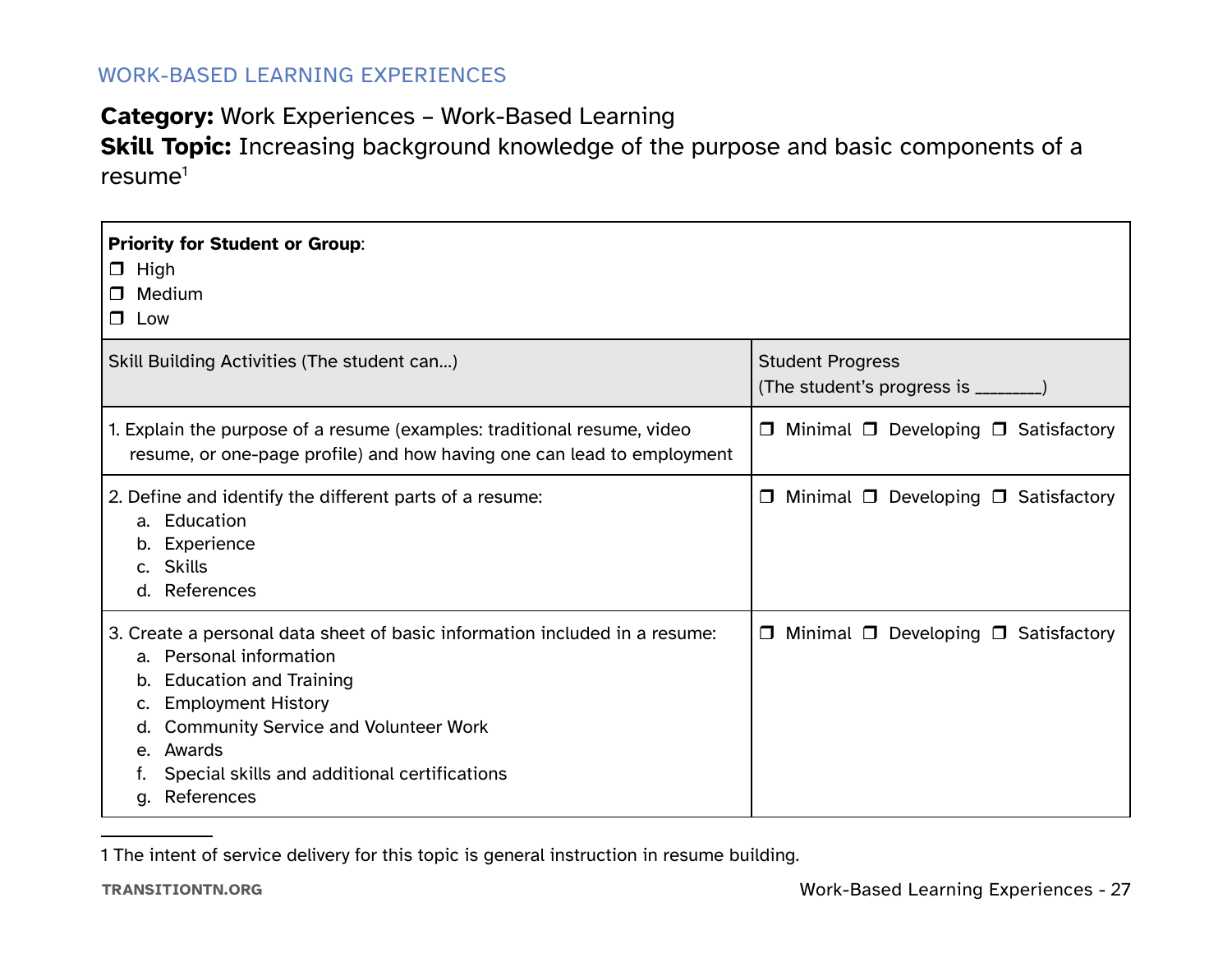WORK-BASED LEARNING EXPERIENCES

**Category:** Work Experiences – Work-Based Learning
**Skill Topic:** Increasing background knowledge of the purpose and basic components of a resume[1]

**Priority for Student or Group**:
❒ High
❒ Medium
❒ Low

| Skill Building Activities (The student can…) | Student Progress (The student's progress is ________) |
|---|---|
| 1. Explain the purpose of a resume (examples: traditional resume, video resume, or one-page profile) and how having one can lead to employment | ❒ Minimal ❒ Developing ❒ Satisfactory |
| 2. Define and identify the different parts of a resume: a. Education b. Experience c. Skills d. References | ❒ Minimal ❒ Developing ❒ Satisfactory |
| 3. Create a personal data sheet of basic information included in a resume: a. Personal information b. Education and Training c. Employment History d. Community Service and Volunteer Work e. Awards f. Special skills and additional certifications g. References | ❒ Minimal ❒ Developing ❒ Satisfactory |

1 The intent of service delivery for this topic is general instruction in resume building.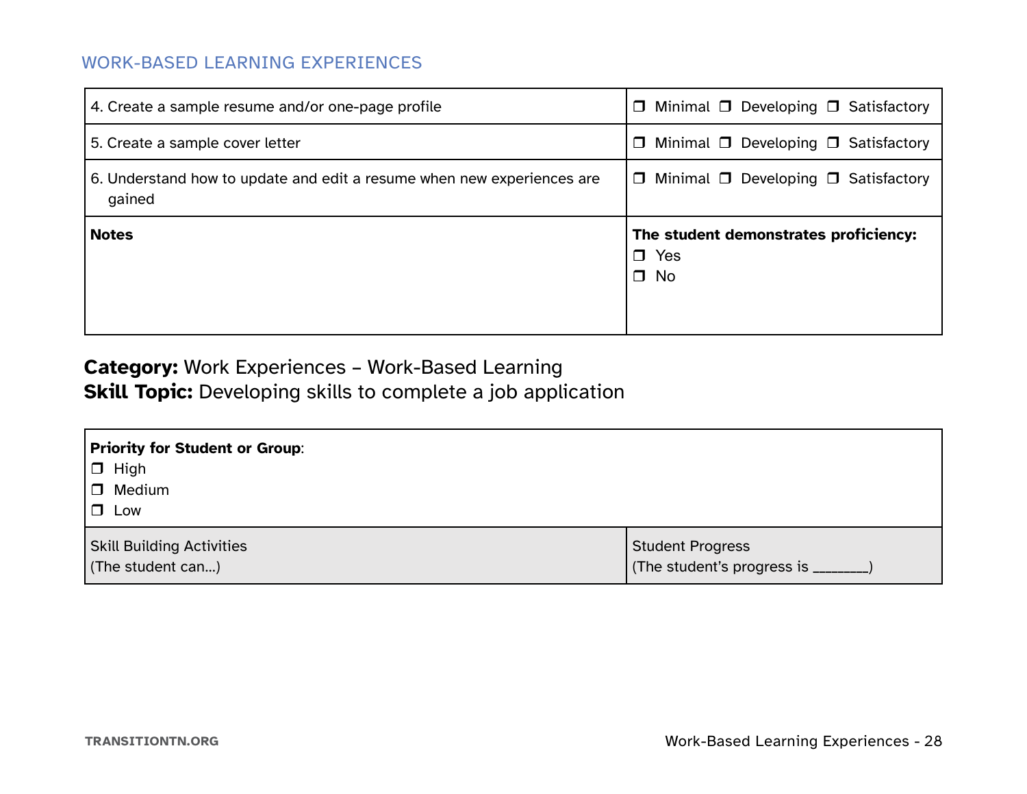## WORK-BASED LEARNING EXPERIENCES

| | |
|---|---|
| 4. Create a sample resume and/or one-page profile | ❒ Minimal ❒ Developing ❒ Satisfactory |
| 5. Create a sample cover letter | ❒ Minimal ❒ Developing ❒ Satisfactory |
| 6. Understand how to update and edit a resume when new experiences are gained | ❒ Minimal ❒ Developing ❒ Satisfactory |
| **Notes** | **The student demonstrates proficiency:**<br>❒ Yes<br>❒ No |

**Category:** Work Experiences – Work-Based Learning
**Skill Topic:** Developing skills to complete a job application

| **Priority for Student or Group**:<br>❒ High<br>❒ Medium<br>❒ Low | |
|---|---|
| Skill Building Activities<br>(The student can...) | Student Progress<br>(The student's progress is ________) |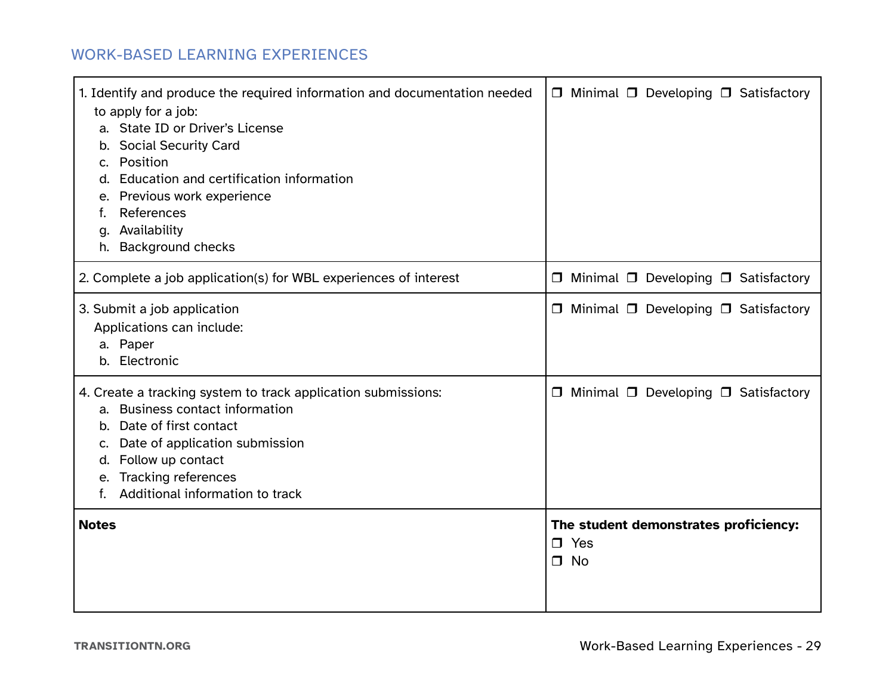## WORK-BASED LEARNING EXPERIENCES

| | |
|---|---|
| 1. Identify and produce the required information and documentation needed to apply for a job:<br>a. State ID or Driver's License<br>b. Social Security Card<br>c. Position<br>d. Education and certification information<br>e. Previous work experience<br>f. References<br>g. Availability<br>h. Background checks | ❒ Minimal ❒ Developing ❒ Satisfactory |
| 2. Complete a job application(s) for WBL experiences of interest | ❒ Minimal ❒ Developing ❒ Satisfactory |
| 3. Submit a job application<br>Applications can include:<br>a. Paper<br>b. Electronic | ❒ Minimal ❒ Developing ❒ Satisfactory |
| 4. Create a tracking system to track application submissions:<br>a. Business contact information<br>b. Date of first contact<br>c. Date of application submission<br>d. Follow up contact<br>e. Tracking references<br>f. Additional information to track | ❒ Minimal ❒ Developing ❒ Satisfactory |
| **Notes** | **The student demonstrates proficiency:**<br>❒ Yes<br>❒ No |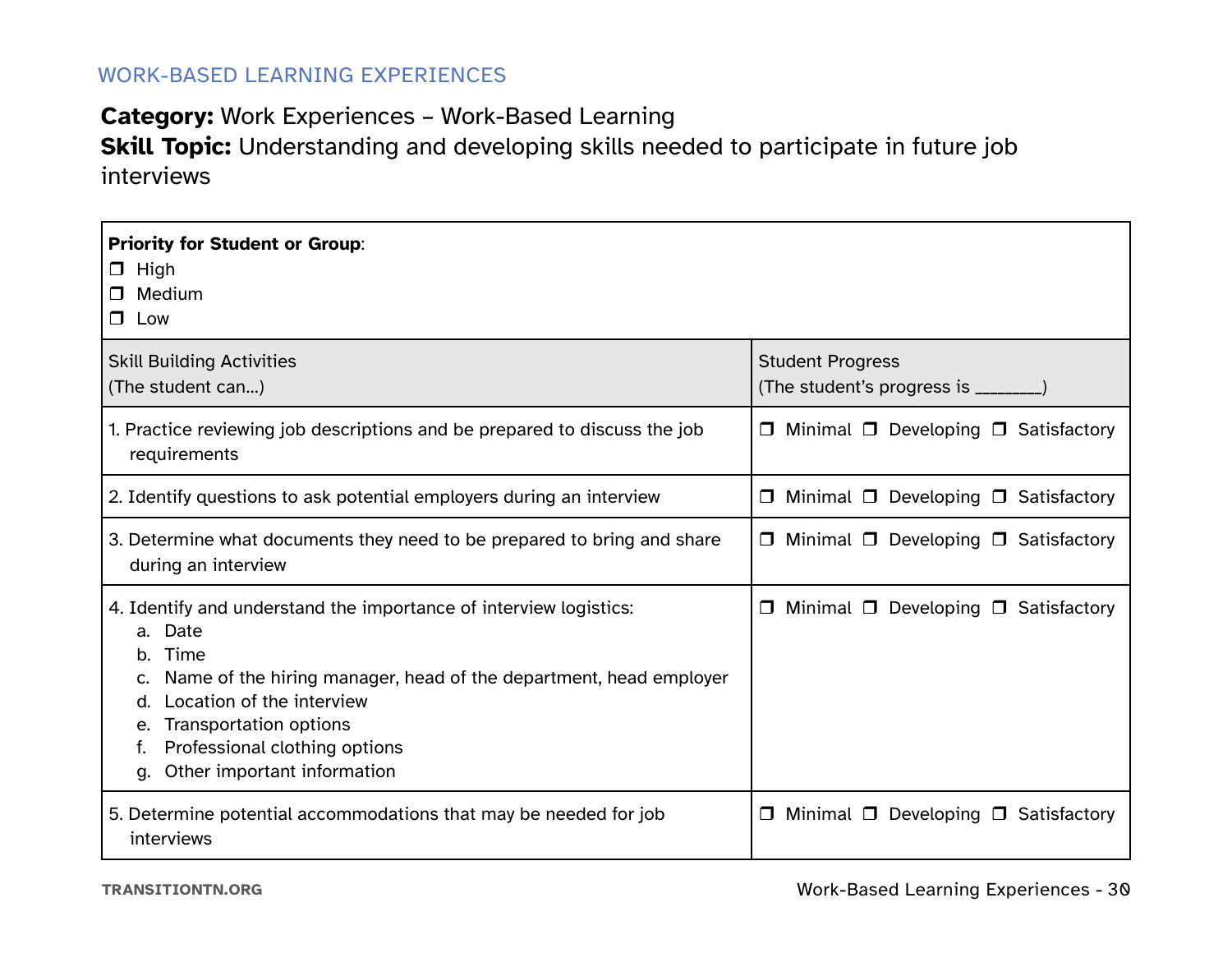WORK-BASED LEARNING EXPERIENCES

**Category:** Work Experiences – Work-Based Learning
**Skill Topic:** Understanding and developing skills needed to participate in future job interviews

**Priority for Student or Group**:
- ❒ High
- ❒ Medium
- ❒ Low

| Skill Building Activities (The student can…) | Student Progress (The student's progress is ________) |
|---|---|
| 1. Practice reviewing job descriptions and be prepared to discuss the job requirements | ❒ Minimal ❒ Developing ❒ Satisfactory |
| 2. Identify questions to ask potential employers during an interview | ❒ Minimal ❒ Developing ❒ Satisfactory |
| 3. Determine what documents they need to be prepared to bring and share during an interview | ❒ Minimal ❒ Developing ❒ Satisfactory |
| 4. Identify and understand the importance of interview logistics:<br>a. Date<br>b. Time<br>c. Name of the hiring manager, head of the department, head employer<br>d. Location of the interview<br>e. Transportation options<br>f. Professional clothing options<br>g. Other important information | ❒ Minimal ❒ Developing ❒ Satisfactory |
| 5. Determine potential accommodations that may be needed for job interviews | ❒ Minimal ❒ Developing ❒ Satisfactory |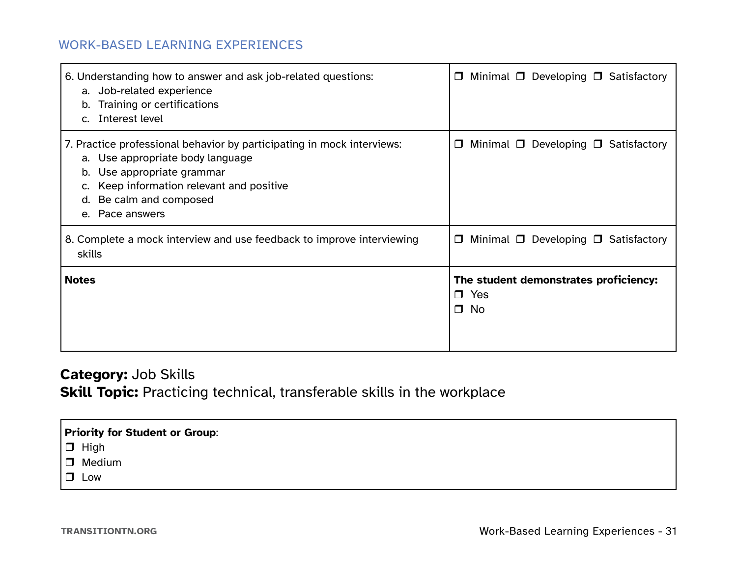| | |
|---|---|
| 6. Understanding how to answer and ask job-related questions:<br>a. Job-related experience<br>b. Training or certifications<br>c. Interest level | ❒ Minimal ❒ Developing ❒ Satisfactory |
| 7. Practice professional behavior by participating in mock interviews:<br>a. Use appropriate body language<br>b. Use appropriate grammar<br>c. Keep information relevant and positive<br>d. Be calm and composed<br>e. Pace answers | ❒ Minimal ❒ Developing ❒ Satisfactory |
| 8. Complete a mock interview and use feedback to improve interviewing skills | ❒ Minimal ❒ Developing ❒ Satisfactory |
| **Notes** | **The student demonstrates proficiency:**<br>❒ Yes<br>❒ No |

**Category:** Job Skills
**Skill Topic:** Practicing technical, transferable skills in the workplace

| **Priority for Student or Group**: |
|---|
| ❒ High<br>❒ Medium<br>❒ Low |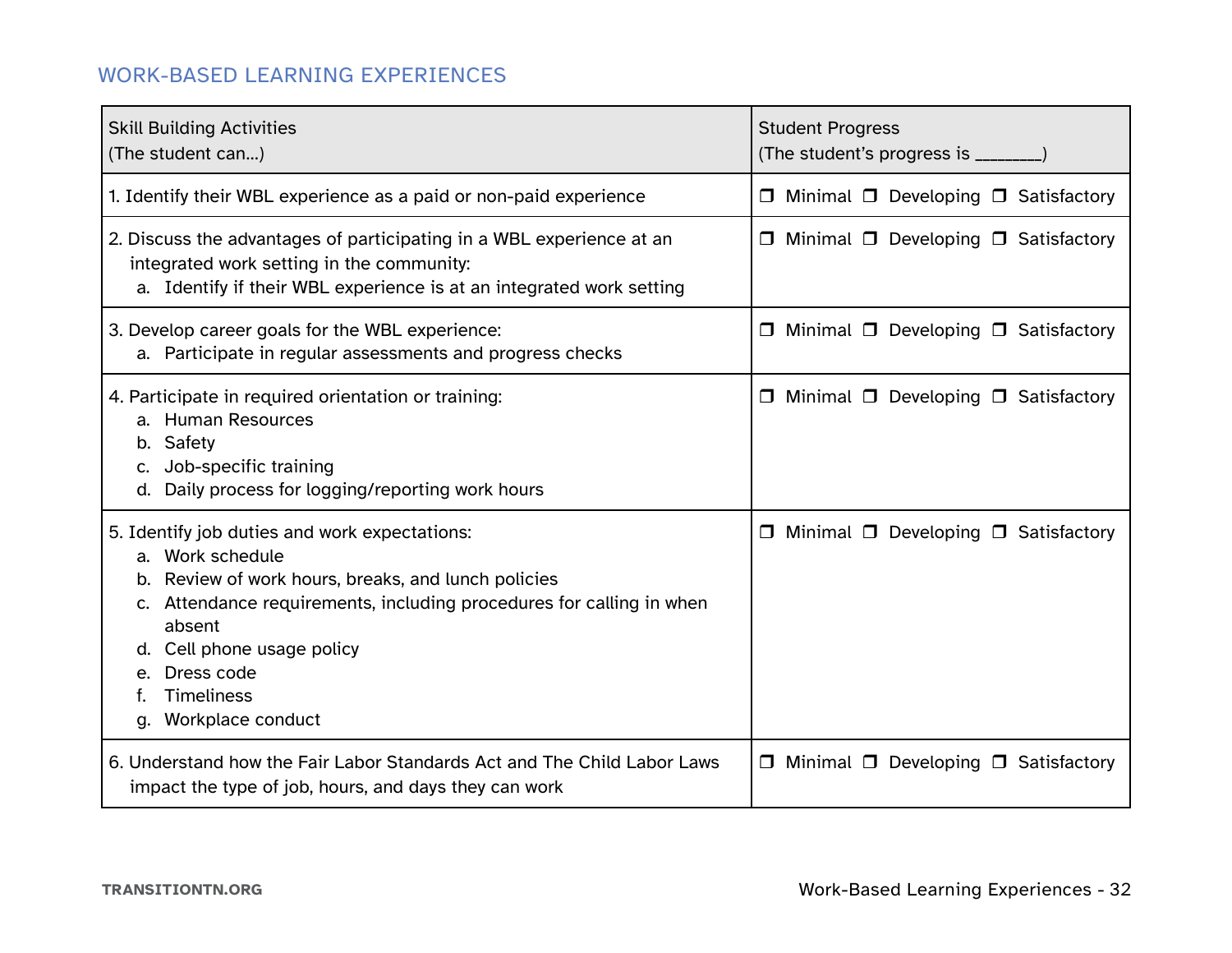## WORK-BASED LEARNING EXPERIENCES

| Skill Building Activities<br>(The student can…) | Student Progress<br>(The student's progress is ________) |
|---|---|
| 1. Identify their WBL experience as a paid or non-paid experience | ❒ Minimal ❒ Developing ❒ Satisfactory |
| 2. Discuss the advantages of participating in a WBL experience at an integrated work setting in the community:<br>a. Identify if their WBL experience is at an integrated work setting | ❒ Minimal ❒ Developing ❒ Satisfactory |
| 3. Develop career goals for the WBL experience:<br>a. Participate in regular assessments and progress checks | ❒ Minimal ❒ Developing ❒ Satisfactory |
| 4. Participate in required orientation or training:<br>a. Human Resources<br>b. Safety<br>c. Job-specific training<br>d. Daily process for logging/reporting work hours | ❒ Minimal ❒ Developing ❒ Satisfactory |
| 5. Identify job duties and work expectations:<br>a. Work schedule<br>b. Review of work hours, breaks, and lunch policies<br>c. Attendance requirements, including procedures for calling in when absent<br>d. Cell phone usage policy<br>e. Dress code<br>f. Timeliness<br>g. Workplace conduct | ❒ Minimal ❒ Developing ❒ Satisfactory |
| 6. Understand how the Fair Labor Standards Act and The Child Labor Laws impact the type of job, hours, and days they can work | ❒ Minimal ❒ Developing ❒ Satisfactory |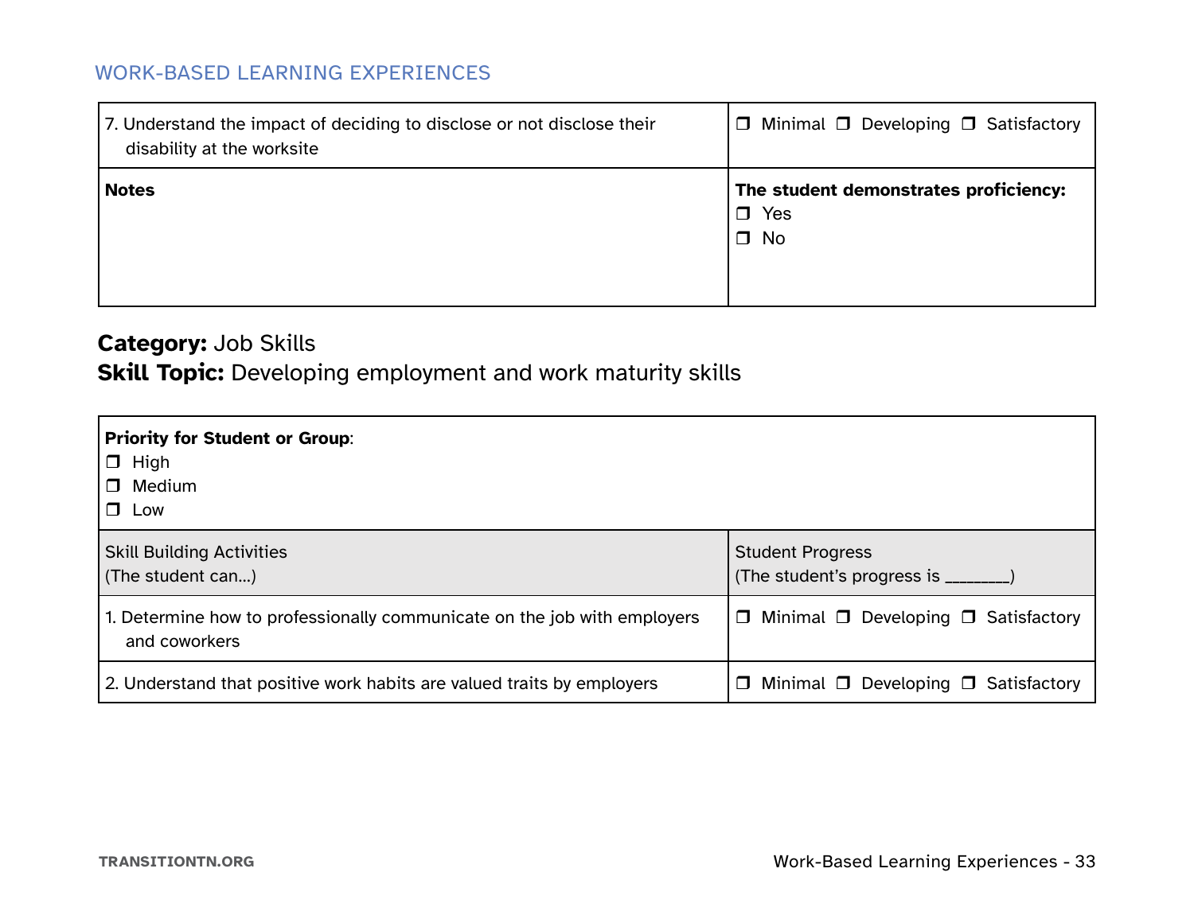| 7. Understand the impact of deciding to disclose or not disclose their disability at the worksite | ❒ Minimal ❒ Developing ❒ Satisfactory |
|---|---|
| **Notes** | **The student demonstrates proficiency:**<br>❒ Yes<br>❒ No |

**Category:** Job Skills
**Skill Topic:** Developing employment and work maturity skills

| **Priority for Student or Group**:<br>❒ High<br>❒ Medium<br>❒ Low | |
|---|---|
| Skill Building Activities<br>(The student can…) | Student Progress<br>(The student's progress is ________) |
| 1. Determine how to professionally communicate on the job with employers and coworkers | ❒ Minimal ❒ Developing ❒ Satisfactory |
| 2. Understand that positive work habits are valued traits by employers | ❒ Minimal ❒ Developing ❒ Satisfactory |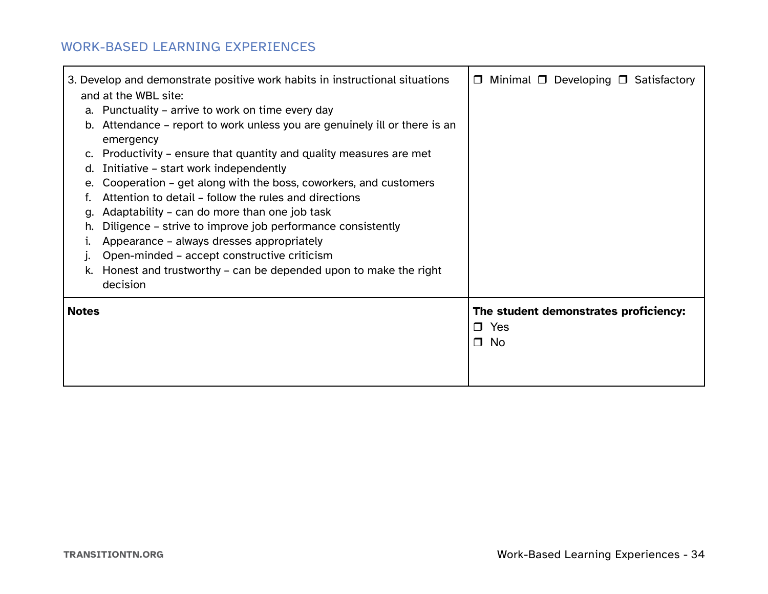## WORK-BASED LEARNING EXPERIENCES

| 3. Develop and demonstrate positive work habits in instructional situations and at the WBL site:<br>a. Punctuality – arrive to work on time every day<br>b. Attendance – report to work unless you are genuinely ill or there is an emergency<br>c. Productivity – ensure that quantity and quality measures are met<br>d. Initiative – start work independently<br>e. Cooperation – get along with the boss, coworkers, and customers<br>f. Attention to detail – follow the rules and directions<br>g. Adaptability – can do more than one job task<br>h. Diligence – strive to improve job performance consistently<br>i. Appearance – always dresses appropriately<br>j. Open-minded – accept constructive criticism<br>k. Honest and trustworthy – can be depended upon to make the right decision | ❒ Minimal ❒ Developing ❒ Satisfactory |
|---|---|
| **Notes** | **The student demonstrates proficiency:**<br>❒ Yes<br>❒ No |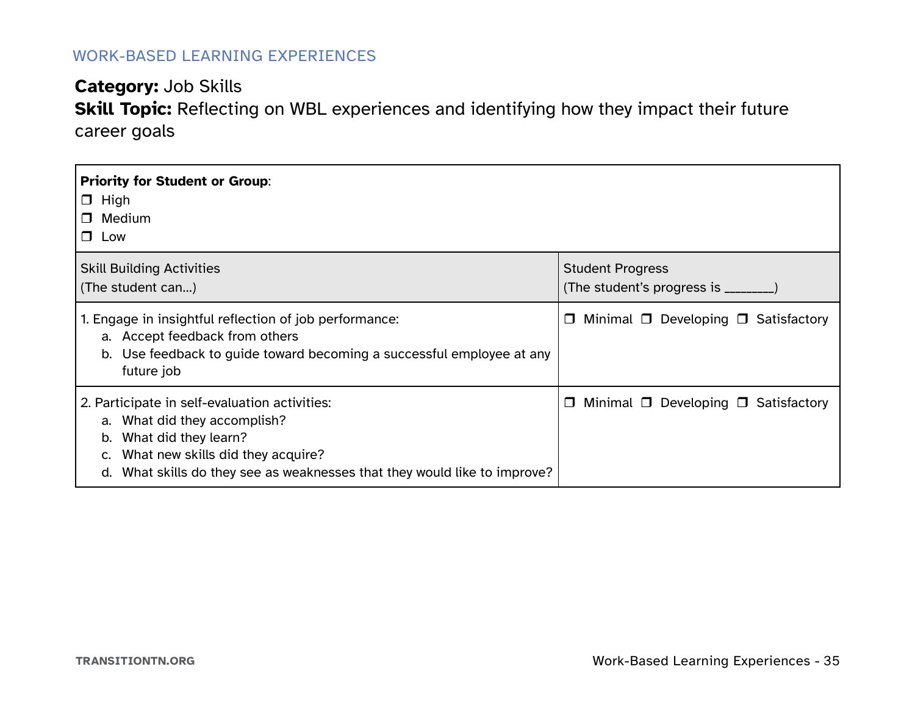WORK-BASED LEARNING EXPERIENCES

**Category:** Job Skills
**Skill Topic:** Reflecting on WBL experiences and identifying how they impact their future career goals

| **Priority for Student or Group**:<br>❐ High<br>❐ Medium<br>❐ Low | |
|---|---|
| Skill Building Activities<br>(The student can…) | Student Progress<br>(The student's progress is ________) |
| 1. Engage in insightful reflection of job performance:<br>a. Accept feedback from others<br>b. Use feedback to guide toward becoming a successful employee at any future job | ❐ Minimal ❐ Developing ❐ Satisfactory |
| 2. Participate in self-evaluation activities:<br>a. What did they accomplish?<br>b. What did they learn?<br>c. What new skills did they acquire?<br>d. What skills do they see as weaknesses that they would like to improve? | ❐ Minimal ❐ Developing ❐ Satisfactory |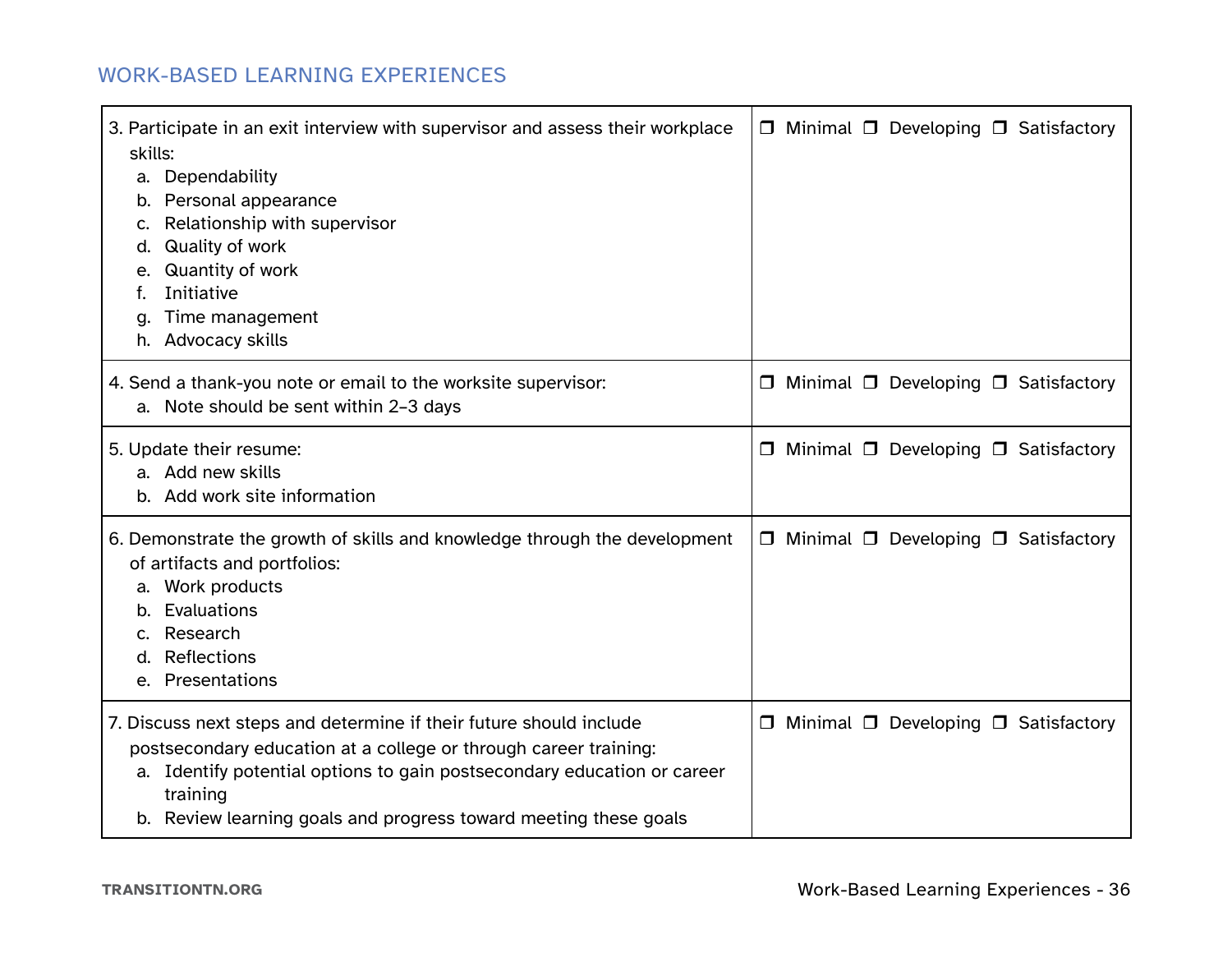## WORK-BASED LEARNING EXPERIENCES

| | |
|---|---|
| 3. Participate in an exit interview with supervisor and assess their workplace skills:<br>a. Dependability<br>b. Personal appearance<br>c. Relationship with supervisor<br>d. Quality of work<br>e. Quantity of work<br>f. Initiative<br>g. Time management<br>h. Advocacy skills | ❒ Minimal ❒ Developing ❒ Satisfactory |
| 4. Send a thank-you note or email to the worksite supervisor:<br>a. Note should be sent within 2–3 days | ❒ Minimal ❒ Developing ❒ Satisfactory |
| 5. Update their resume:<br>a. Add new skills<br>b. Add work site information | ❒ Minimal ❒ Developing ❒ Satisfactory |
| 6. Demonstrate the growth of skills and knowledge through the development of artifacts and portfolios:<br>a. Work products<br>b. Evaluations<br>c. Research<br>d. Reflections<br>e. Presentations | ❒ Minimal ❒ Developing ❒ Satisfactory |
| 7. Discuss next steps and determine if their future should include postsecondary education at a college or through career training:<br>a. Identify potential options to gain postsecondary education or career training<br>b. Review learning goals and progress toward meeting these goals | ❒ Minimal ❒ Developing ❒ Satisfactory |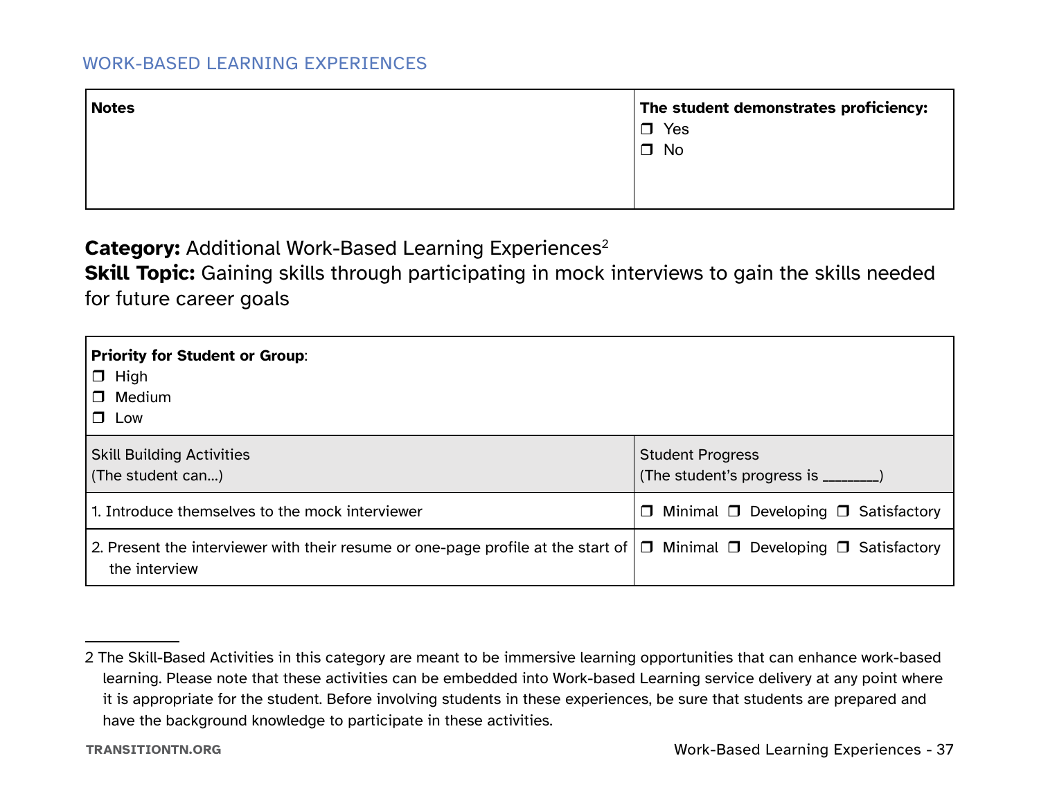| Notes | The student demonstrates proficiency:<br>❒ Yes<br>❒ No |
|---|---|

**Category:** Additional Work-Based Learning Experiences[2]
**Skill Topic:** Gaining skills through participating in mock interviews to gain the skills needed for future career goals

| **Priority for Student or Group**:<br>❒ High<br>❒ Medium<br>❒ Low | |
|---|---|
| Skill Building Activities<br>(The student can...) | Student Progress<br>(The student's progress is ________) |
| 1. Introduce themselves to the mock interviewer | ❒ Minimal ❒ Developing ❒ Satisfactory |
| 2. Present the interviewer with their resume or one-page profile at the start of the interview | ❒ Minimal ❒ Developing ❒ Satisfactory |

2 The Skill-Based Activities in this category are meant to be immersive learning opportunities that can enhance work-based learning. Please note that these activities can be embedded into Work-based Learning service delivery at any point where it is appropriate for the student. Before involving students in these experiences, be sure that students are prepared and have the background knowledge to participate in these activities.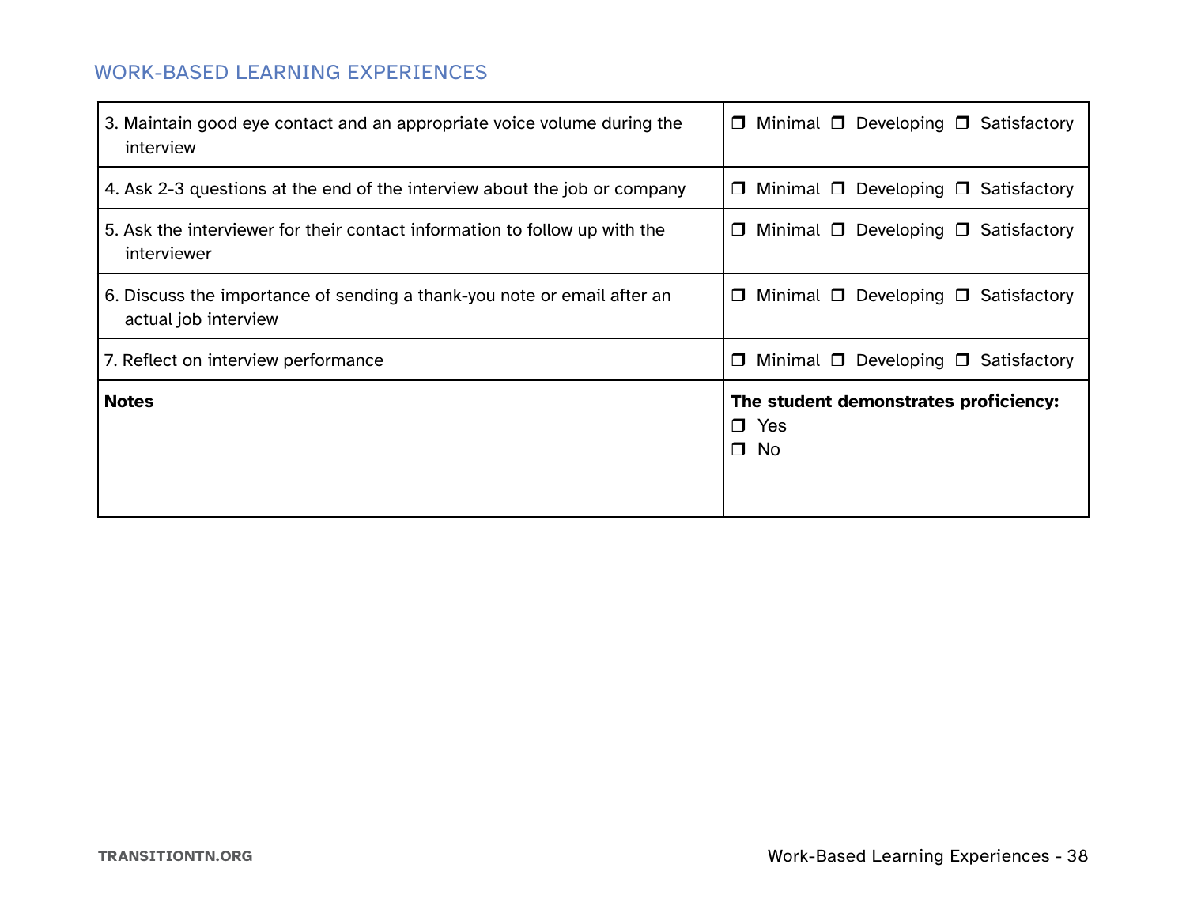## WORK-BASED LEARNING EXPERIENCES

| | |
|---|---|
| 3. Maintain good eye contact and an appropriate voice volume during the interview | ❒ Minimal ❒ Developing ❒ Satisfactory |
| 4. Ask 2-3 questions at the end of the interview about the job or company | ❒ Minimal ❒ Developing ❒ Satisfactory |
| 5. Ask the interviewer for their contact information to follow up with the interviewer | ❒ Minimal ❒ Developing ❒ Satisfactory |
| 6. Discuss the importance of sending a thank-you note or email after an actual job interview | ❒ Minimal ❒ Developing ❒ Satisfactory |
| 7. Reflect on interview performance | ❒ Minimal ❒ Developing ❒ Satisfactory |
| **Notes** | **The student demonstrates proficiency:**<br>❒ Yes<br>❒ No |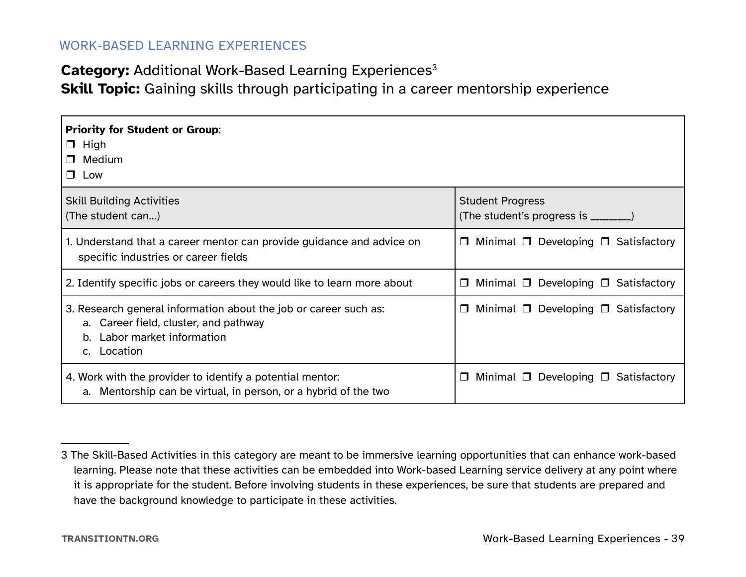## WORK-BASED LEARNING EXPERIENCES

**Category:** Additional Work-Based Learning Experiences[3]
**Skill Topic:** Gaining skills through participating in a career mentorship experience

**Priority for Student or Group**:
- ❒ High
- ❒ Medium
- ❒ Low

| Skill Building Activities (The student can…) | Student Progress (The student's progress is ________) |
|---|---|
| 1. Understand that a career mentor can provide guidance and advice on specific industries or career fields | ❒ Minimal ❒ Developing ❒ Satisfactory |
| 2. Identify specific jobs or careers they would like to learn more about | ❒ Minimal ❒ Developing ❒ Satisfactory |
| 3. Research general information about the job or career such as: <br> a. Career field, cluster, and pathway <br> b. Labor market information <br> c. Location | ❒ Minimal ❒ Developing ❒ Satisfactory |
| 4. Work with the provider to identify a potential mentor: <br> a. Mentorship can be virtual, in person, or a hybrid of the two | ❒ Minimal ❒ Developing ❒ Satisfactory |

---

3 The Skill-Based Activities in this category are meant to be immersive learning opportunities that can enhance work-based learning. Please note that these activities can be embedded into Work-based Learning service delivery at any point where it is appropriate for the student. Before involving students in these experiences, be sure that students are prepared and have the background knowledge to participate in these activities.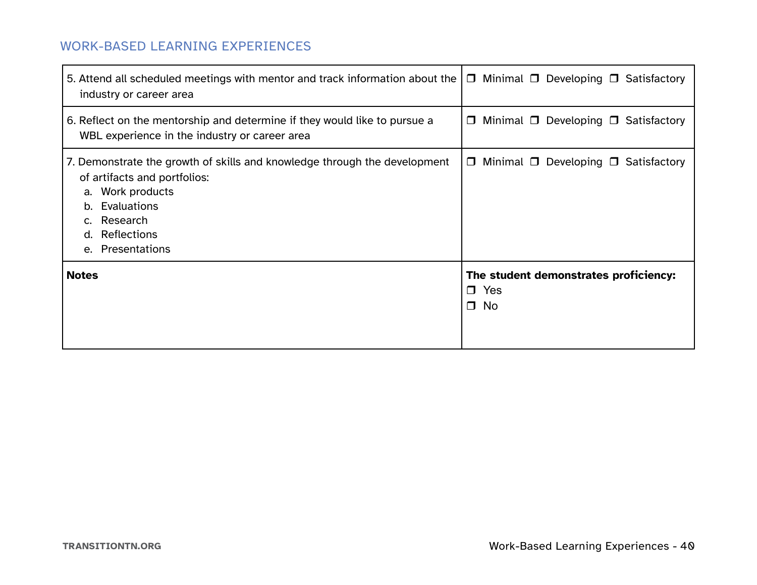## WORK-BASED LEARNING EXPERIENCES

| | |
|---|---|
| 5. Attend all scheduled meetings with mentor and track information about the industry or career area | ❒ Minimal ❒ Developing ❒ Satisfactory |
| 6. Reflect on the mentorship and determine if they would like to pursue a WBL experience in the industry or career area | ❒ Minimal ❒ Developing ❒ Satisfactory |
| 7. Demonstrate the growth of skills and knowledge through the development of artifacts and portfolios:<br>a. Work products<br>b. Evaluations<br>c. Research<br>d. Reflections<br>e. Presentations | ❒ Minimal ❒ Developing ❒ Satisfactory |
| **Notes** | **The student demonstrates proficiency:**<br>❒ Yes<br>❒ No |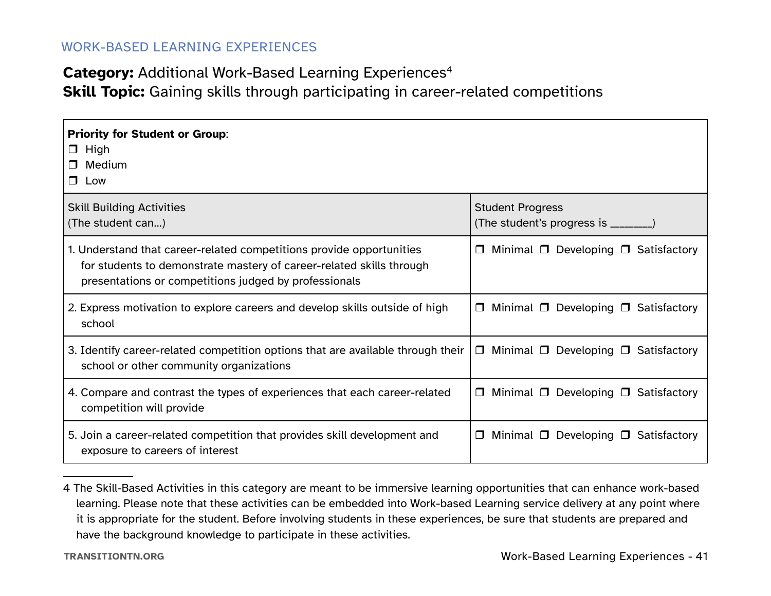WORK-BASED LEARNING EXPERIENCES

**Category:** Additional Work-Based Learning Experiences[4]
**Skill Topic:** Gaining skills through participating in career-related competitions

**Priority for Student or Group**:
❒ High
❒ Medium
❒ Low

| Skill Building Activities (The student can...) | Student Progress (The student's progress is ________) |
|---|---|
| 1. Understand that career-related competitions provide opportunities for students to demonstrate mastery of career-related skills through presentations or competitions judged by professionals | ❒ Minimal ❒ Developing ❒ Satisfactory |
| 2. Express motivation to explore careers and develop skills outside of high school | ❒ Minimal ❒ Developing ❒ Satisfactory |
| 3. Identify career-related competition options that are available through their school or other community organizations | ❒ Minimal ❒ Developing ❒ Satisfactory |
| 4. Compare and contrast the types of experiences that each career-related competition will provide | ❒ Minimal ❒ Developing ❒ Satisfactory |
| 5. Join a career-related competition that provides skill development and exposure to careers of interest | ❒ Minimal ❒ Developing ❒ Satisfactory |

4 The Skill-Based Activities in this category are meant to be immersive learning opportunities that can enhance work-based learning. Please note that these activities can be embedded into Work-based Learning service delivery at any point where it is appropriate for the student. Before involving students in these experiences, be sure that students are prepared and have the background knowledge to participate in these activities.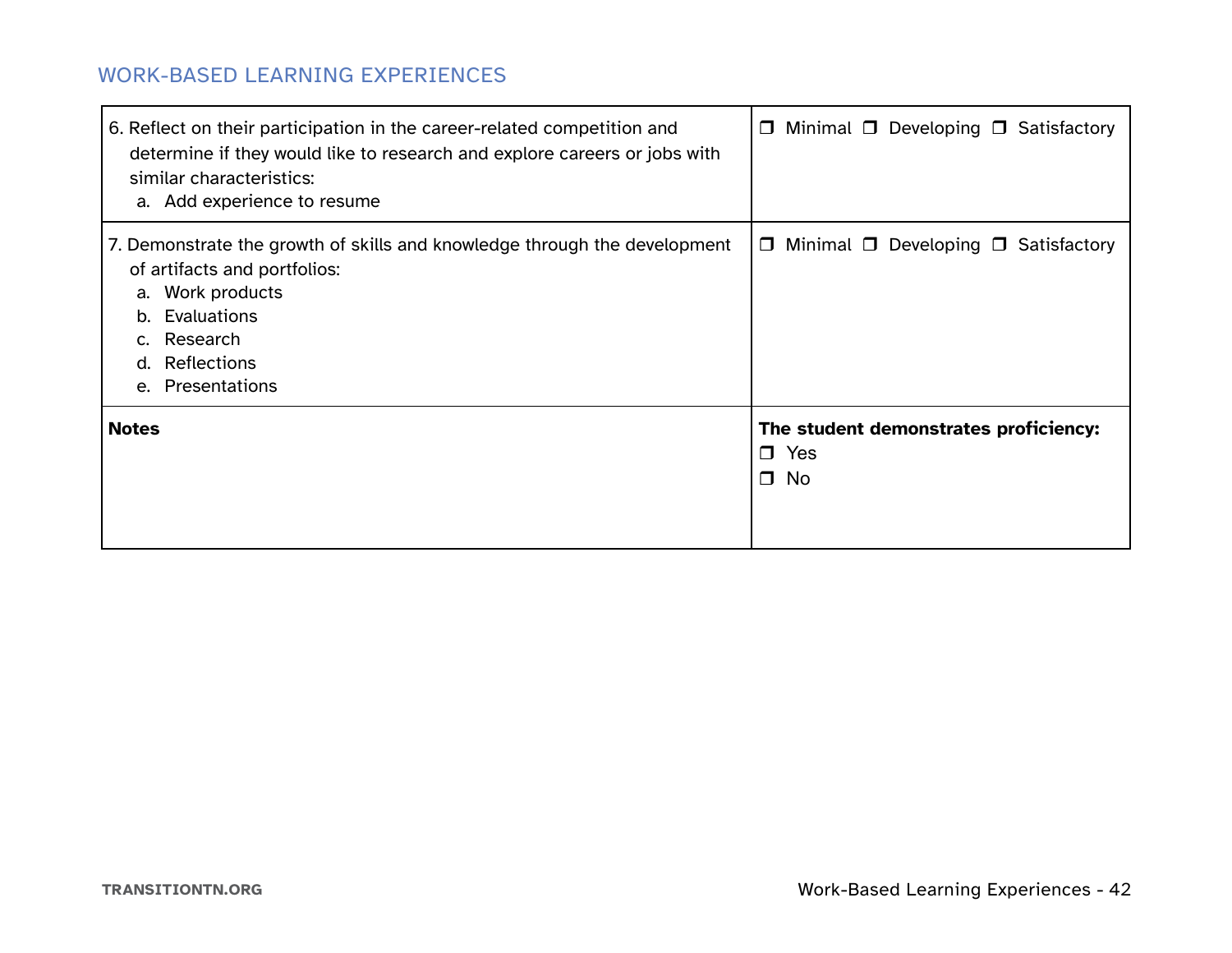## WORK-BASED LEARNING EXPERIENCES

| | |
|---|---|
| 6. Reflect on their participation in the career-related competition and determine if they would like to research and explore careers or jobs with similar characteristics:<br>a. Add experience to resume | ❒ Minimal ❒ Developing ❒ Satisfactory |
| 7. Demonstrate the growth of skills and knowledge through the development of artifacts and portfolios:<br>a. Work products<br>b. Evaluations<br>c. Research<br>d. Reflections<br>e. Presentations | ❒ Minimal ❒ Developing ❒ Satisfactory |
| **Notes** | **The student demonstrates proficiency:**<br>❒ Yes<br>❒ No |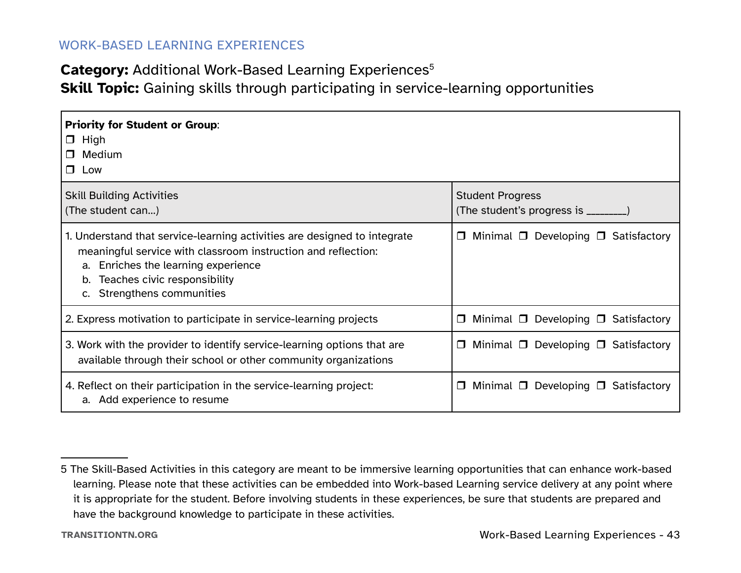WORK-BASED LEARNING EXPERIENCES

**Category:** Additional Work-Based Learning Experiences[5]
**Skill Topic:** Gaining skills through participating in service-learning opportunities

| **Priority for Student or Group**: ❒ High ❒ Medium ❒ Low | |
|---|---|
| Skill Building Activities (The student can…) | Student Progress (The student's progress is ________) |
| 1. Understand that service-learning activities are designed to integrate meaningful service with classroom instruction and reflection: a. Enriches the learning experience b. Teaches civic responsibility c. Strengthens communities | ❒ Minimal ❒ Developing ❒ Satisfactory |
| 2. Express motivation to participate in service-learning projects | ❒ Minimal ❒ Developing ❒ Satisfactory |
| 3. Work with the provider to identify service-learning options that are available through their school or other community organizations | ❒ Minimal ❒ Developing ❒ Satisfactory |
| 4. Reflect on their participation in the service-learning project: a. Add experience to resume | ❒ Minimal ❒ Developing ❒ Satisfactory |

5 The Skill-Based Activities in this category are meant to be immersive learning opportunities that can enhance work-based learning. Please note that these activities can be embedded into Work-based Learning service delivery at any point where it is appropriate for the student. Before involving students in these experiences, be sure that students are prepared and have the background knowledge to participate in these activities.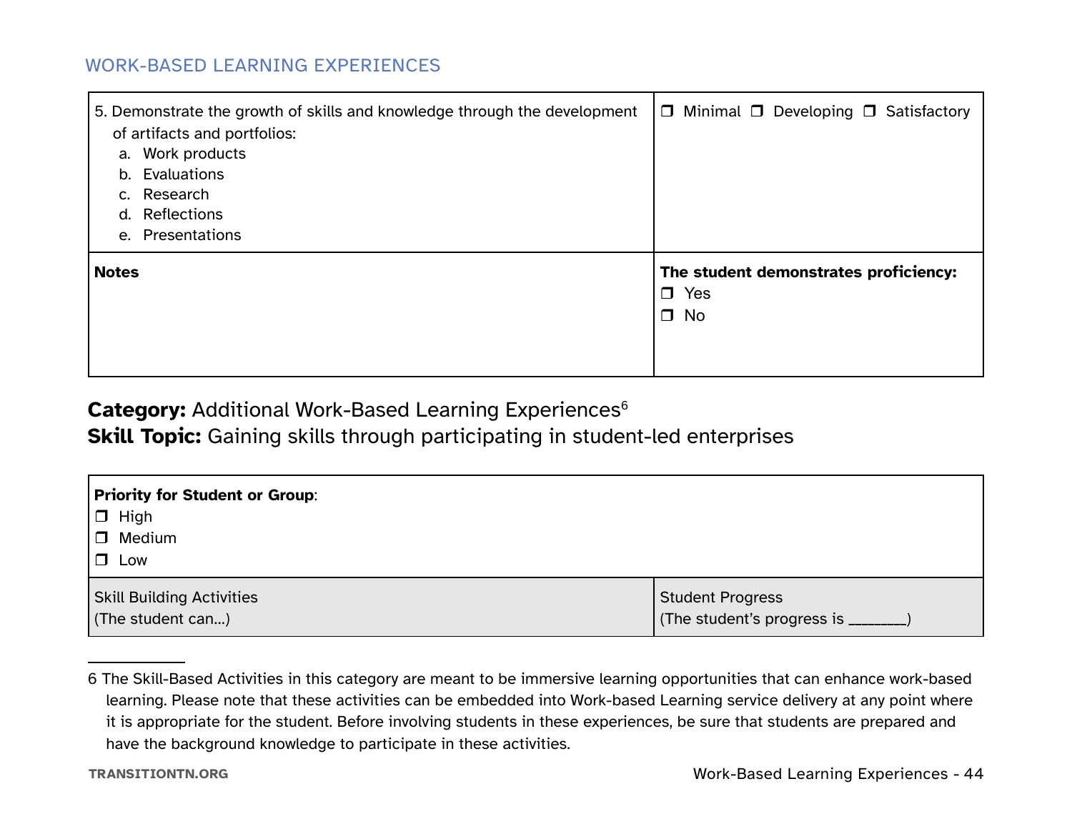## WORK-BASED LEARNING EXPERIENCES

| 5. Demonstrate the growth of skills and knowledge through the development of artifacts and portfolios:<br>a. Work products<br>b. Evaluations<br>c. Research<br>d. Reflections<br>e. Presentations | ❐ Minimal ❐ Developing ❐ Satisfactory |
|---|---|
| **Notes** | **The student demonstrates proficiency:**<br>❐ Yes<br>❐ No |

**Category:** Additional Work-Based Learning Experiences[6]
**Skill Topic:** Gaining skills through participating in student-led enterprises

| **Priority for Student or Group**:<br>❐ High<br>❐ Medium<br>❐ Low | |
|---|---|
| Skill Building Activities<br>(The student can...) | Student Progress<br>(The student's progress is ________) |

6 The Skill-Based Activities in this category are meant to be immersive learning opportunities that can enhance work-based learning. Please note that these activities can be embedded into Work-based Learning service delivery at any point where it is appropriate for the student. Before involving students in these experiences, be sure that students are prepared and have the background knowledge to participate in these activities.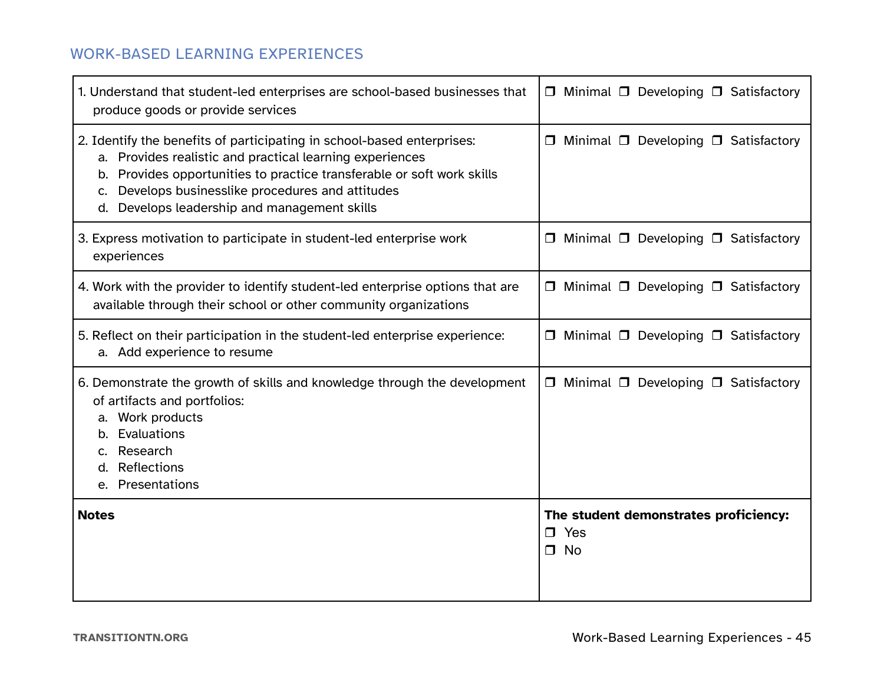## WORK-BASED LEARNING EXPERIENCES

| | |
|---|---|
| 1. Understand that student-led enterprises are school-based businesses that produce goods or provide services | ❐ Minimal ❐ Developing ❐ Satisfactory |
| 2. Identify the benefits of participating in school-based enterprises:<br>a. Provides realistic and practical learning experiences<br>b. Provides opportunities to practice transferable or soft work skills<br>c. Develops businesslike procedures and attitudes<br>d. Develops leadership and management skills | ❐ Minimal ❐ Developing ❐ Satisfactory |
| 3. Express motivation to participate in student-led enterprise work experiences | ❐ Minimal ❐ Developing ❐ Satisfactory |
| 4. Work with the provider to identify student-led enterprise options that are available through their school or other community organizations | ❐ Minimal ❐ Developing ❐ Satisfactory |
| 5. Reflect on their participation in the student-led enterprise experience:<br>a. Add experience to resume | ❐ Minimal ❐ Developing ❐ Satisfactory |
| 6. Demonstrate the growth of skills and knowledge through the development of artifacts and portfolios:<br>a. Work products<br>b. Evaluations<br>c. Research<br>d. Reflections<br>e. Presentations | ❐ Minimal ❐ Developing ❐ Satisfactory |
| **Notes** | **The student demonstrates proficiency:**<br>❐ Yes<br>❐ No |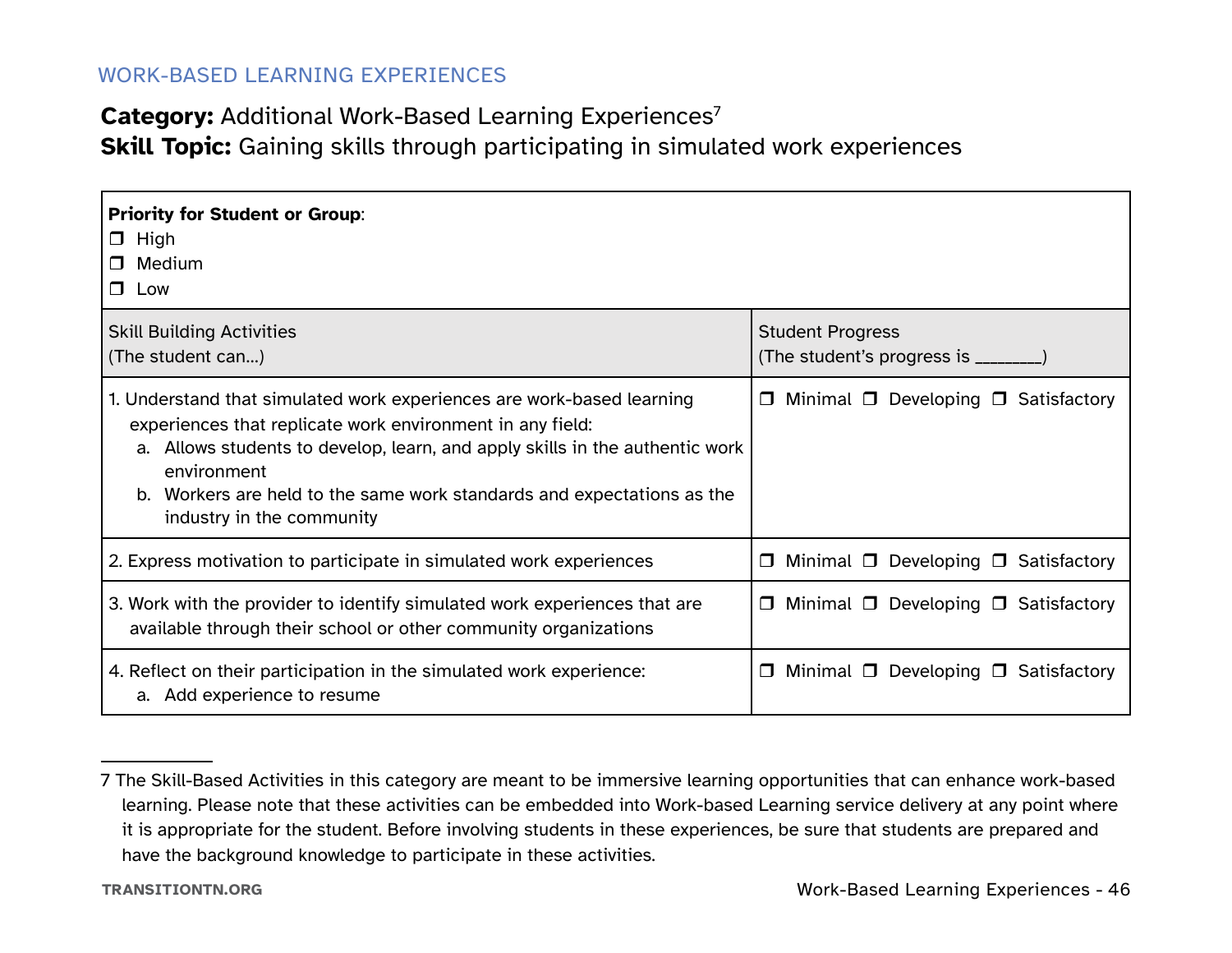WORK-BASED LEARNING EXPERIENCES

**Category:** Additional Work-Based Learning Experiences[7]
**Skill Topic:** Gaining skills through participating in simulated work experiences

| **Priority for Student or Group**: ❒ High ❒ Medium ❒ Low | |
|---|---|
| Skill Building Activities (The student can…) | Student Progress (The student's progress is ________) |
| 1. Understand that simulated work experiences are work-based learning experiences that replicate work environment in any field: a. Allows students to develop, learn, and apply skills in the authentic work environment b. Workers are held to the same work standards and expectations as the industry in the community | ❒ Minimal ❒ Developing ❒ Satisfactory |
| 2. Express motivation to participate in simulated work experiences | ❒ Minimal ❒ Developing ❒ Satisfactory |
| 3. Work with the provider to identify simulated work experiences that are available through their school or other community organizations | ❒ Minimal ❒ Developing ❒ Satisfactory |
| 4. Reflect on their participation in the simulated work experience: a. Add experience to resume | ❒ Minimal ❒ Developing ❒ Satisfactory |

7 The Skill-Based Activities in this category are meant to be immersive learning opportunities that can enhance work-based learning. Please note that these activities can be embedded into Work-based Learning service delivery at any point where it is appropriate for the student. Before involving students in these experiences, be sure that students are prepared and have the background knowledge to participate in these activities.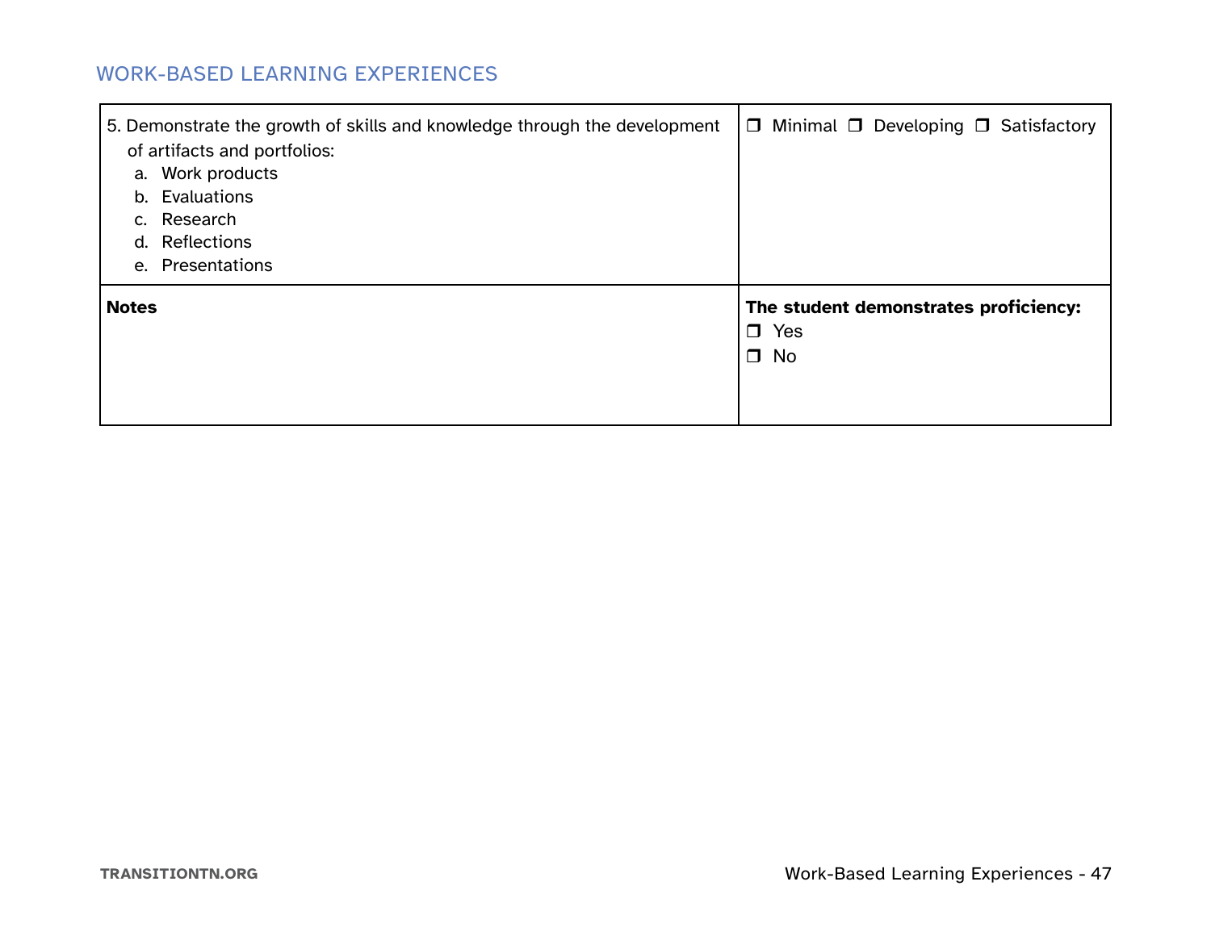## WORK-BASED LEARNING EXPERIENCES

| | |
|---|---|
| 5. Demonstrate the growth of skills and knowledge through the development of artifacts and portfolios:<br>a. Work products<br>b. Evaluations<br>c. Research<br>d. Reflections<br>e. Presentations | ❒ Minimal ❒ Developing ❒ Satisfactory |
| **Notes** | **The student demonstrates proficiency:**<br>❒ Yes<br>❒ No |